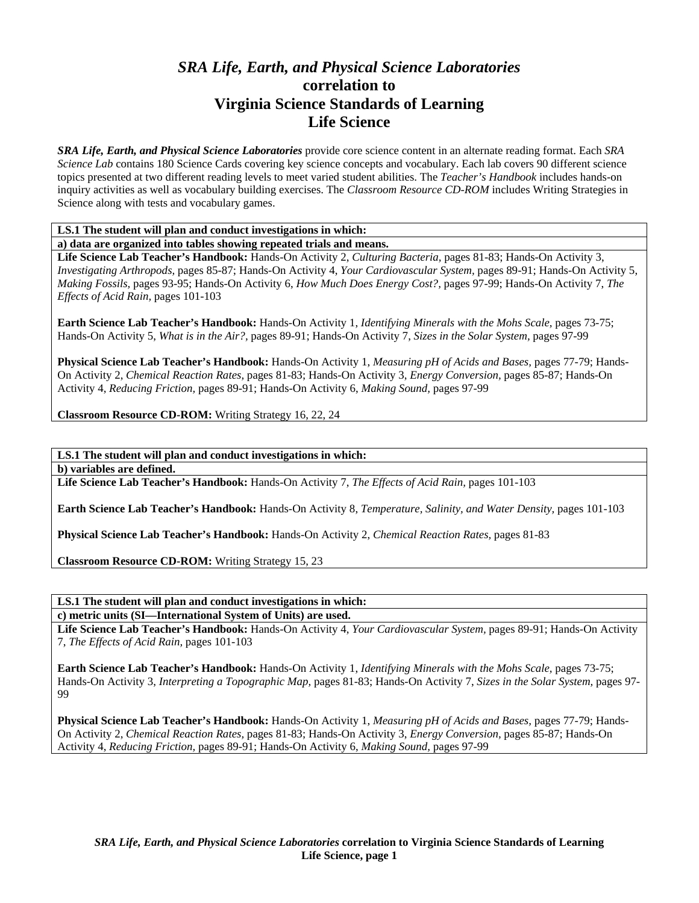# *SRA Life, Earth, and Physical Science Laboratories* correlation to Virginia Science Standards of Learning Life Science

***SRA Life, Earth, and Physical Science Laboratories*** provide core science content in an alternate reading format. Each *SRA Science Lab* contains 180 Science Cards covering key science concepts and vocabulary. Each lab covers 90 different science topics presented at two different reading levels to meet varied student abilities. The *Teacher's Handbook* includes hands-on inquiry activities as well as vocabulary building exercises. The *Classroom Resource CD-ROM* includes Writing Strategies in Science along with tests and vocabulary games.

**LS.1 The student will plan and conduct investigations in which:**

**a) data are organized into tables showing repeated trials and means.**

**Life Science Lab Teacher's Handbook:** Hands-On Activity 2, *Culturing Bacteria,* pages 81-83; Hands-On Activity 3, *Investigating Arthropods,* pages 85-87; Hands-On Activity 4, *Your Cardiovascular System,* pages 89-91; Hands-On Activity 5, *Making Fossils,* pages 93-95; Hands-On Activity 6, *How Much Does Energy Cost?,* pages 97-99; Hands-On Activity 7, *The Effects of Acid Rain,* pages 101-103

**Earth Science Lab Teacher's Handbook:** Hands-On Activity 1, *Identifying Minerals with the Mohs Scale,* pages 73-75; Hands-On Activity 5, *What is in the Air?,* pages 89-91; Hands-On Activity 7, *Sizes in the Solar System,* pages 97-99

**Physical Science Lab Teacher's Handbook:** Hands-On Activity 1, *Measuring pH of Acids and Bases,* pages 77-79; Hands-On Activity 2, *Chemical Reaction Rates,* pages 81-83; Hands-On Activity 3, *Energy Conversion,* pages 85-87; Hands-On Activity 4, *Reducing Friction,* pages 89-91; Hands-On Activity 6, *Making Sound,* pages 97-99

**Classroom Resource CD-ROM:** Writing Strategy 16, 22, 24

**LS.1 The student will plan and conduct investigations in which:**

**b) variables are defined.**

**Life Science Lab Teacher's Handbook:** Hands-On Activity 7, *The Effects of Acid Rain,* pages 101-103

**Earth Science Lab Teacher's Handbook:** Hands-On Activity 8, *Temperature, Salinity, and Water Density,* pages 101-103

**Physical Science Lab Teacher's Handbook:** Hands-On Activity 2, *Chemical Reaction Rates,* pages 81-83

**Classroom Resource CD-ROM:** Writing Strategy 15, 23

**LS.1 The student will plan and conduct investigations in which:**

**c) metric units (SI—International System of Units) are used.**

**Life Science Lab Teacher's Handbook:** Hands-On Activity 4, *Your Cardiovascular System,* pages 89-91; Hands-On Activity 7, *The Effects of Acid Rain,* pages 101-103

**Earth Science Lab Teacher's Handbook:** Hands-On Activity 1, *Identifying Minerals with the Mohs Scale,* pages 73-75; Hands-On Activity 3, *Interpreting a Topographic Map,* pages 81-83; Hands-On Activity 7, *Sizes in the Solar System,* pages 97-99

**Physical Science Lab Teacher's Handbook:** Hands-On Activity 1, *Measuring pH of Acids and Bases,* pages 77-79; Hands-On Activity 2, *Chemical Reaction Rates,* pages 81-83; Hands-On Activity 3, *Energy Conversion,* pages 85-87; Hands-On Activity 4, *Reducing Friction,* pages 89-91; Hands-On Activity 6, *Making Sound,* pages 97-99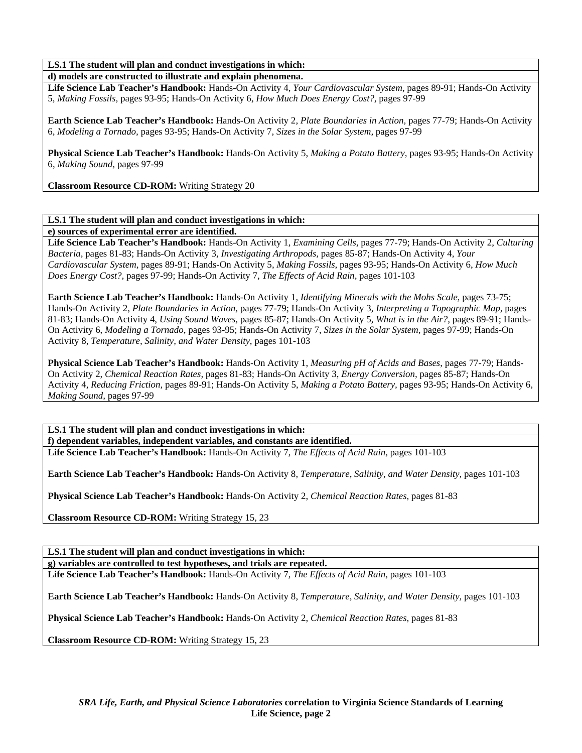**LS.1 The student will plan and conduct investigations in which:**

**d) models are constructed to illustrate and explain phenomena.**

**Life Science Lab Teacher's Handbook:** Hands-On Activity 4, *Your Cardiovascular System,* pages 89-91; Hands-On Activity 5, *Making Fossils,* pages 93-95; Hands-On Activity 6, *How Much Does Energy Cost?,* pages 97-99

**Earth Science Lab Teacher's Handbook:** Hands-On Activity 2, *Plate Boundaries in Action,* pages 77-79; Hands-On Activity 6, *Modeling a Tornado,* pages 93-95; Hands-On Activity 7, *Sizes in the Solar System,* pages 97-99

**Physical Science Lab Teacher's Handbook:** Hands-On Activity 5, *Making a Potato Battery,* pages 93-95; Hands-On Activity 6, *Making Sound,* pages 97-99

**Classroom Resource CD-ROM:** Writing Strategy 20

**LS.1 The student will plan and conduct investigations in which:**

**e) sources of experimental error are identified.**

**Life Science Lab Teacher's Handbook:** Hands-On Activity 1, *Examining Cells,* pages 77-79; Hands-On Activity 2, *Culturing Bacteria,* pages 81-83; Hands-On Activity 3, *Investigating Arthropods,* pages 85-87; Hands-On Activity 4, *Your Cardiovascular System,* pages 89-91; Hands-On Activity 5, *Making Fossils,* pages 93-95; Hands-On Activity 6, *How Much Does Energy Cost?,* pages 97-99; Hands-On Activity 7, *The Effects of Acid Rain,* pages 101-103

**Earth Science Lab Teacher's Handbook:** Hands-On Activity 1, *Identifying Minerals with the Mohs Scale,* pages 73-75; Hands-On Activity 2, *Plate Boundaries in Action,* pages 77-79; Hands-On Activity 3, *Interpreting a Topographic Map,* pages 81-83; Hands-On Activity 4, *Using Sound Waves,* pages 85-87; Hands-On Activity 5, *What is in the Air?,* pages 89-91; Hands-On Activity 6, *Modeling a Tornado,* pages 93-95; Hands-On Activity 7, *Sizes in the Solar System,* pages 97-99; Hands-On Activity 8, *Temperature, Salinity, and Water Density,* pages 101-103

**Physical Science Lab Teacher's Handbook:** Hands-On Activity 1, *Measuring pH of Acids and Bases,* pages 77-79; Hands-On Activity 2, *Chemical Reaction Rates,* pages 81-83; Hands-On Activity 3, *Energy Conversion,* pages 85-87; Hands-On Activity 4, *Reducing Friction,* pages 89-91; Hands-On Activity 5, *Making a Potato Battery,* pages 93-95; Hands-On Activity 6, *Making Sound,* pages 97-99

**LS.1 The student will plan and conduct investigations in which:**

**f) dependent variables, independent variables, and constants are identified.**

**Life Science Lab Teacher's Handbook:** Hands-On Activity 7, *The Effects of Acid Rain,* pages 101-103

**Earth Science Lab Teacher's Handbook:** Hands-On Activity 8, *Temperature, Salinity, and Water Density,* pages 101-103

**Physical Science Lab Teacher's Handbook:** Hands-On Activity 2, *Chemical Reaction Rates,* pages 81-83

**Classroom Resource CD-ROM:** Writing Strategy 15, 23

**LS.1 The student will plan and conduct investigations in which:**

**g) variables are controlled to test hypotheses, and trials are repeated.**

**Life Science Lab Teacher's Handbook:** Hands-On Activity 7, *The Effects of Acid Rain,* pages 101-103

**Earth Science Lab Teacher's Handbook:** Hands-On Activity 8, *Temperature, Salinity, and Water Density,* pages 101-103

**Physical Science Lab Teacher's Handbook:** Hands-On Activity 2, *Chemical Reaction Rates,* pages 81-83

**Classroom Resource CD-ROM:** Writing Strategy 15, 23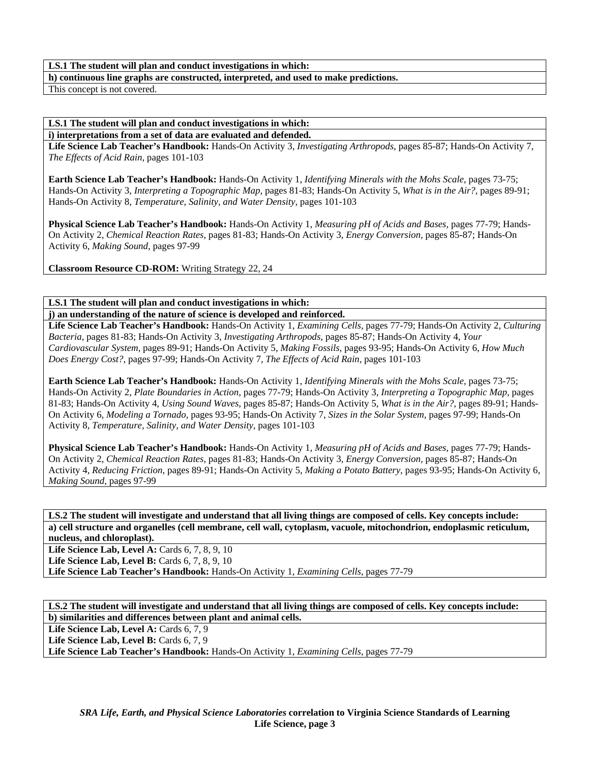**LS.1 The student will plan and conduct investigations in which:**

**h) continuous line graphs are constructed, interpreted, and used to make predictions.**

This concept is not covered.

**LS.1 The student will plan and conduct investigations in which:**

**i) interpretations from a set of data are evaluated and defended.**

**Life Science Lab Teacher's Handbook:** Hands-On Activity 3, *Investigating Arthropods,* pages 85-87; Hands-On Activity 7, *The Effects of Acid Rain,* pages 101-103

**Earth Science Lab Teacher's Handbook:** Hands-On Activity 1, *Identifying Minerals with the Mohs Scale,* pages 73-75; Hands-On Activity 3, *Interpreting a Topographic Map,* pages 81-83; Hands-On Activity 5, *What is in the Air?,* pages 89-91; Hands-On Activity 8, *Temperature, Salinity, and Water Density,* pages 101-103

**Physical Science Lab Teacher's Handbook:** Hands-On Activity 1, *Measuring pH of Acids and Bases,* pages 77-79; Hands-On Activity 2, *Chemical Reaction Rates,* pages 81-83; Hands-On Activity 3, *Energy Conversion,* pages 85-87; Hands-On Activity 6, *Making Sound,* pages 97-99

**Classroom Resource CD-ROM:** Writing Strategy 22, 24

**LS.1 The student will plan and conduct investigations in which:**

**j) an understanding of the nature of science is developed and reinforced.**

**Life Science Lab Teacher's Handbook:** Hands-On Activity 1, *Examining Cells,* pages 77-79; Hands-On Activity 2, *Culturing Bacteria,* pages 81-83; Hands-On Activity 3, *Investigating Arthropods,* pages 85-87; Hands-On Activity 4, *Your Cardiovascular System,* pages 89-91; Hands-On Activity 5, *Making Fossils,* pages 93-95; Hands-On Activity 6, *How Much Does Energy Cost?,* pages 97-99; Hands-On Activity 7, *The Effects of Acid Rain,* pages 101-103

**Earth Science Lab Teacher's Handbook:** Hands-On Activity 1, *Identifying Minerals with the Mohs Scale,* pages 73-75; Hands-On Activity 2, *Plate Boundaries in Action,* pages 77-79; Hands-On Activity 3, *Interpreting a Topographic Map,* pages 81-83; Hands-On Activity 4, *Using Sound Waves,* pages 85-87; Hands-On Activity 5, *What is in the Air?,* pages 89-91; Hands-On Activity 6, *Modeling a Tornado,* pages 93-95; Hands-On Activity 7, *Sizes in the Solar System,* pages 97-99; Hands-On Activity 8, *Temperature, Salinity, and Water Density,* pages 101-103

**Physical Science Lab Teacher's Handbook:** Hands-On Activity 1, *Measuring pH of Acids and Bases,* pages 77-79; Hands-On Activity 2, *Chemical Reaction Rates,* pages 81-83; Hands-On Activity 3, *Energy Conversion,* pages 85-87; Hands-On Activity 4, *Reducing Friction,* pages 89-91; Hands-On Activity 5, *Making a Potato Battery,* pages 93-95; Hands-On Activity 6, *Making Sound,* pages 97-99

**LS.2 The student will investigate and understand that all living things are composed of cells. Key concepts include:**

**a) cell structure and organelles (cell membrane, cell wall, cytoplasm, vacuole, mitochondrion, endoplasmic reticulum, nucleus, and chloroplast).**

**Life Science Lab, Level A:** Cards 6, 7, 8, 9, 10
**Life Science Lab, Level B:** Cards 6, 7, 8, 9, 10
**Life Science Lab Teacher's Handbook:** Hands-On Activity 1, *Examining Cells,* pages 77-79

**LS.2 The student will investigate and understand that all living things are composed of cells. Key concepts include:**

**b) similarities and differences between plant and animal cells.**

**Life Science Lab, Level A:** Cards 6, 7, 9
**Life Science Lab, Level B:** Cards 6, 7, 9
**Life Science Lab Teacher's Handbook:** Hands-On Activity 1, *Examining Cells,* pages 77-79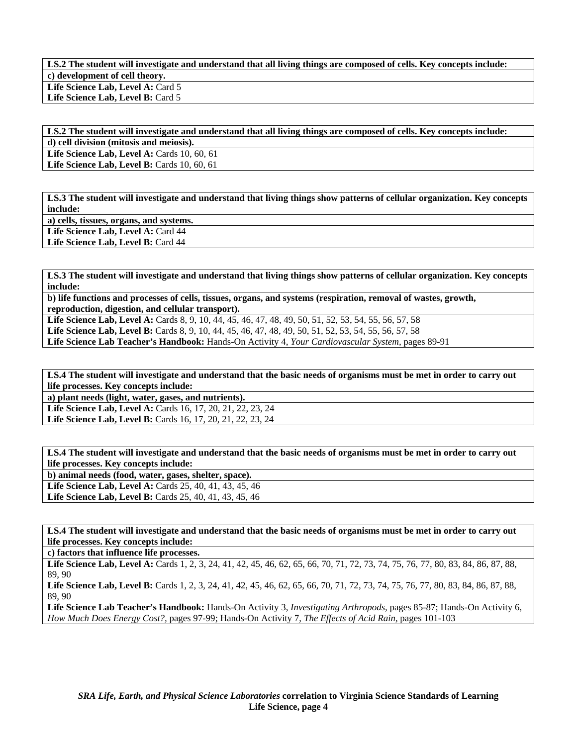| LS.2 The student will investigate and understand that all living things are composed of cells. Key concepts include: |
|---|
| **c) development of cell theory.** |
| **Life Science Lab, Level A:** Card 5<br>**Life Science Lab, Level B:** Card 5 |

| LS.2 The student will investigate and understand that all living things are composed of cells. Key concepts include: |
|---|
| **d) cell division (mitosis and meiosis).** |
| **Life Science Lab, Level A:** Cards 10, 60, 61<br>**Life Science Lab, Level B:** Cards 10, 60, 61 |

| LS.3 The student will investigate and understand that living things show patterns of cellular organization. Key concepts include: |
|---|
| **a) cells, tissues, organs, and systems.** |
| **Life Science Lab, Level A:** Card 44<br>**Life Science Lab, Level B:** Card 44 |

| LS.3 The student will investigate and understand that living things show patterns of cellular organization. Key concepts include: |
|---|
| **b) life functions and processes of cells, tissues, organs, and systems (respiration, removal of wastes, growth, reproduction, digestion, and cellular transport).** |
| **Life Science Lab, Level A:** Cards 8, 9, 10, 44, 45, 46, 47, 48, 49, 50, 51, 52, 53, 54, 55, 56, 57, 58<br>**Life Science Lab, Level B:** Cards 8, 9, 10, 44, 45, 46, 47, 48, 49, 50, 51, 52, 53, 54, 55, 56, 57, 58<br>**Life Science Lab Teacher's Handbook:** Hands-On Activity 4, *Your Cardiovascular System,* pages 89-91 |

| LS.4 The student will investigate and understand that the basic needs of organisms must be met in order to carry out life processes. Key concepts include: |
|---|
| **a) plant needs (light, water, gases, and nutrients).** |
| **Life Science Lab, Level A:** Cards 16, 17, 20, 21, 22, 23, 24<br>**Life Science Lab, Level B:** Cards 16, 17, 20, 21, 22, 23, 24 |

| LS.4 The student will investigate and understand that the basic needs of organisms must be met in order to carry out life processes. Key concepts include: |
|---|
| **b) animal needs (food, water, gases, shelter, space).** |
| **Life Science Lab, Level A:** Cards 25, 40, 41, 43, 45, 46<br>**Life Science Lab, Level B:** Cards 25, 40, 41, 43, 45, 46 |

| LS.4 The student will investigate and understand that the basic needs of organisms must be met in order to carry out life processes. Key concepts include: |
|---|
| **c) factors that influence life processes.** |
| **Life Science Lab, Level A:** Cards 1, 2, 3, 24, 41, 42, 45, 46, 62, 65, 66, 70, 71, 72, 73, 74, 75, 76, 77, 80, 83, 84, 86, 87, 88, 89, 90<br>**Life Science Lab, Level B:** Cards 1, 2, 3, 24, 41, 42, 45, 46, 62, 65, 66, 70, 71, 72, 73, 74, 75, 76, 77, 80, 83, 84, 86, 87, 88, 89, 90<br>**Life Science Lab Teacher's Handbook:** Hands-On Activity 3, *Investigating Arthropods,* pages 85-87; Hands-On Activity 6, *How Much Does Energy Cost?,* pages 97-99; Hands-On Activity 7, *The Effects of Acid Rain,* pages 101-103 |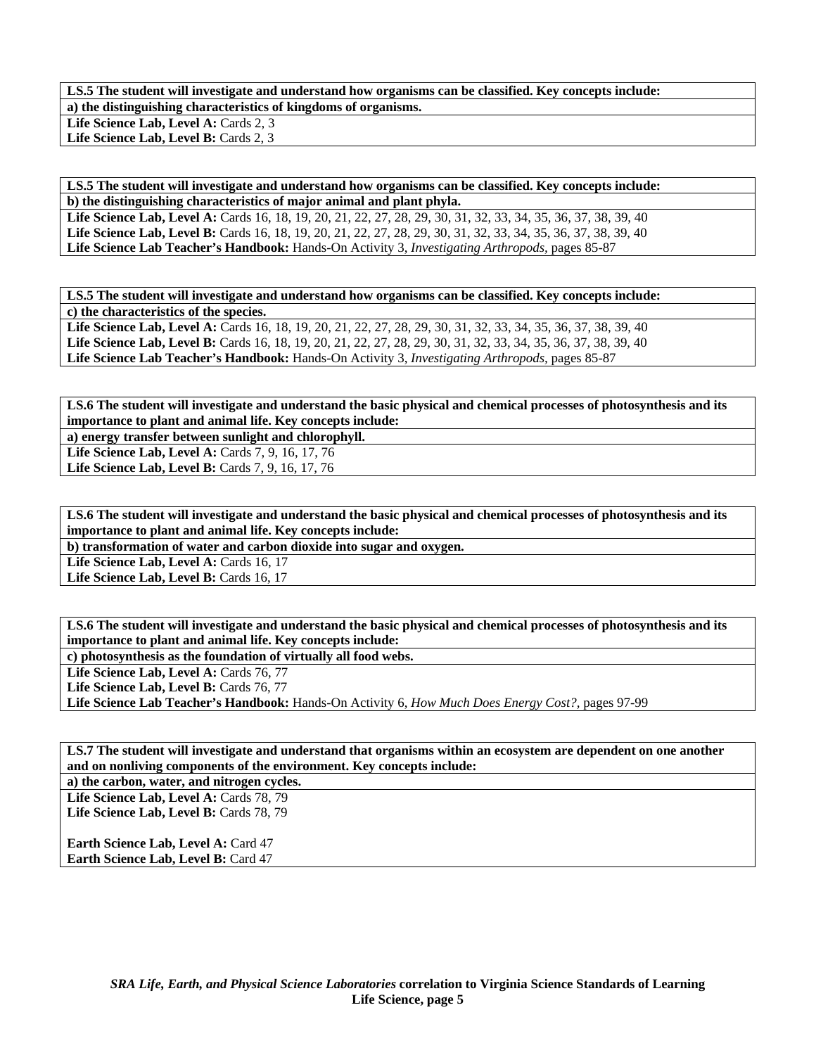**LS.5 The student will investigate and understand how organisms can be classified. Key concepts include:**

**a) the distinguishing characteristics of kingdoms of organisms.**

**Life Science Lab, Level A:** Cards 2, 3
**Life Science Lab, Level B:** Cards 2, 3

**LS.5 The student will investigate and understand how organisms can be classified. Key concepts include:**

**b) the distinguishing characteristics of major animal and plant phyla.**

**Life Science Lab, Level A:** Cards 16, 18, 19, 20, 21, 22, 27, 28, 29, 30, 31, 32, 33, 34, 35, 36, 37, 38, 39, 40
**Life Science Lab, Level B:** Cards 16, 18, 19, 20, 21, 22, 27, 28, 29, 30, 31, 32, 33, 34, 35, 36, 37, 38, 39, 40
**Life Science Lab Teacher's Handbook:** Hands-On Activity 3, *Investigating Arthropods,* pages 85-87

**LS.5 The student will investigate and understand how organisms can be classified. Key concepts include:**

**c) the characteristics of the species.**

**Life Science Lab, Level A:** Cards 16, 18, 19, 20, 21, 22, 27, 28, 29, 30, 31, 32, 33, 34, 35, 36, 37, 38, 39, 40
**Life Science Lab, Level B:** Cards 16, 18, 19, 20, 21, 22, 27, 28, 29, 30, 31, 32, 33, 34, 35, 36, 37, 38, 39, 40
**Life Science Lab Teacher's Handbook:** Hands-On Activity 3, *Investigating Arthropods,* pages 85-87

**LS.6 The student will investigate and understand the basic physical and chemical processes of photosynthesis and its importance to plant and animal life. Key concepts include:**

**a) energy transfer between sunlight and chlorophyll.**

**Life Science Lab, Level A:** Cards 7, 9, 16, 17, 76
**Life Science Lab, Level B:** Cards 7, 9, 16, 17, 76

**LS.6 The student will investigate and understand the basic physical and chemical processes of photosynthesis and its importance to plant and animal life. Key concepts include:**

**b) transformation of water and carbon dioxide into sugar and oxygen.**

**Life Science Lab, Level A:** Cards 16, 17
**Life Science Lab, Level B:** Cards 16, 17

**LS.6 The student will investigate and understand the basic physical and chemical processes of photosynthesis and its importance to plant and animal life. Key concepts include:**

**c) photosynthesis as the foundation of virtually all food webs.**

**Life Science Lab, Level A:** Cards 76, 77
**Life Science Lab, Level B:** Cards 76, 77
**Life Science Lab Teacher's Handbook:** Hands-On Activity 6, *How Much Does Energy Cost?,* pages 97-99

**LS.7 The student will investigate and understand that organisms within an ecosystem are dependent on one another and on nonliving components of the environment. Key concepts include:**

**a) the carbon, water, and nitrogen cycles.**

**Life Science Lab, Level A:** Cards 78, 79
**Life Science Lab, Level B:** Cards 78, 79

**Earth Science Lab, Level A:** Card 47
**Earth Science Lab, Level B:** Card 47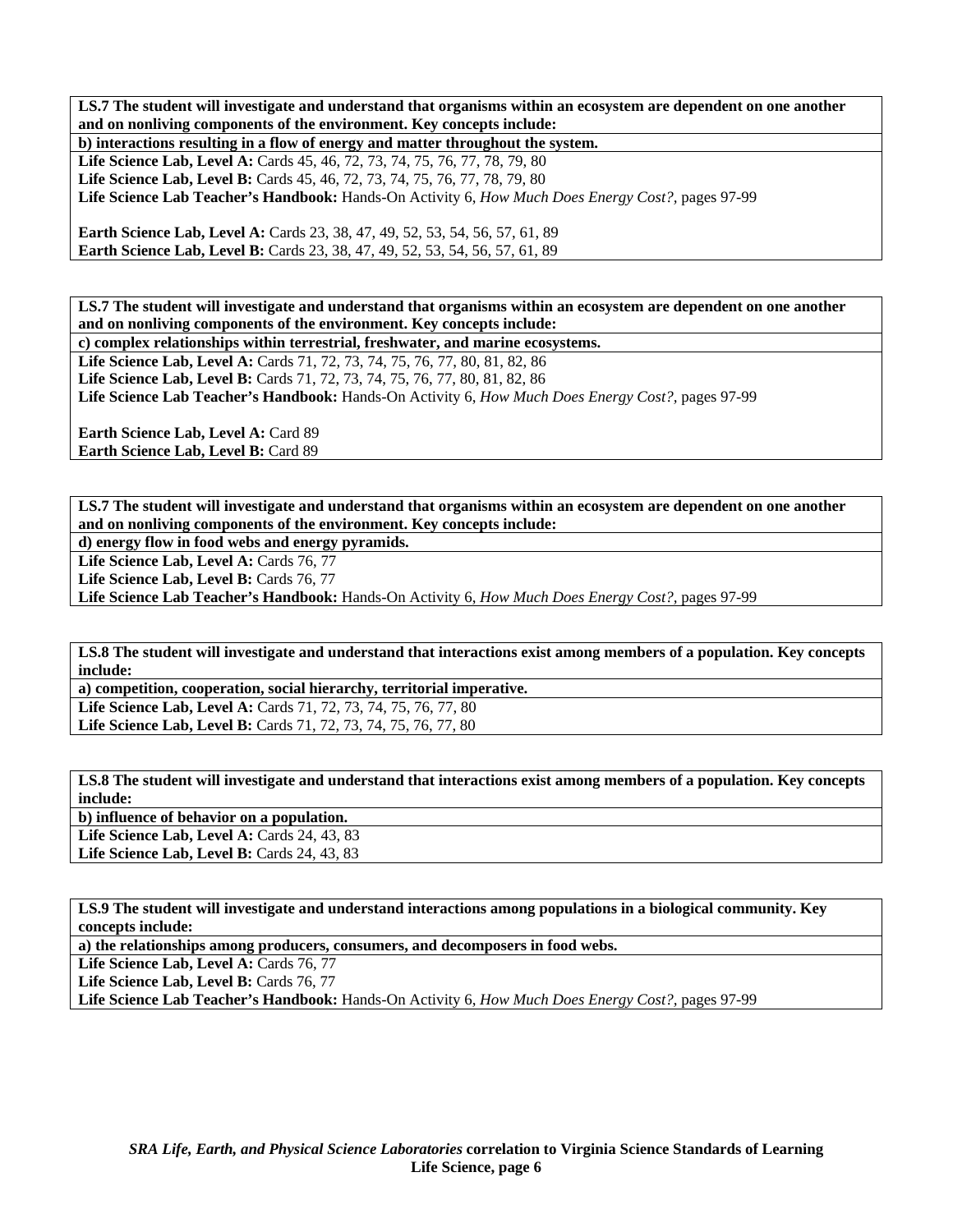**LS.7 The student will investigate and understand that organisms within an ecosystem are dependent on one another and on nonliving components of the environment. Key concepts include:**

**b) interactions resulting in a flow of energy and matter throughout the system.**

**Life Science Lab, Level A:** Cards 45, 46, 72, 73, 74, 75, 76, 77, 78, 79, 80
**Life Science Lab, Level B:** Cards 45, 46, 72, 73, 74, 75, 76, 77, 78, 79, 80
**Life Science Lab Teacher's Handbook:** Hands-On Activity 6, *How Much Does Energy Cost?,* pages 97-99

**Earth Science Lab, Level A:** Cards 23, 38, 47, 49, 52, 53, 54, 56, 57, 61, 89
**Earth Science Lab, Level B:** Cards 23, 38, 47, 49, 52, 53, 54, 56, 57, 61, 89

**LS.7 The student will investigate and understand that organisms within an ecosystem are dependent on one another and on nonliving components of the environment. Key concepts include:**

**c) complex relationships within terrestrial, freshwater, and marine ecosystems.**

**Life Science Lab, Level A:** Cards 71, 72, 73, 74, 75, 76, 77, 80, 81, 82, 86
**Life Science Lab, Level B:** Cards 71, 72, 73, 74, 75, 76, 77, 80, 81, 82, 86
**Life Science Lab Teacher's Handbook:** Hands-On Activity 6, *How Much Does Energy Cost?,* pages 97-99

**Earth Science Lab, Level A:** Card 89
**Earth Science Lab, Level B:** Card 89

**LS.7 The student will investigate and understand that organisms within an ecosystem are dependent on one another and on nonliving components of the environment. Key concepts include:**

**d) energy flow in food webs and energy pyramids.**

**Life Science Lab, Level A:** Cards 76, 77
**Life Science Lab, Level B:** Cards 76, 77
**Life Science Lab Teacher's Handbook:** Hands-On Activity 6, *How Much Does Energy Cost?,* pages 97-99

**LS.8 The student will investigate and understand that interactions exist among members of a population. Key concepts include:**

**a) competition, cooperation, social hierarchy, territorial imperative.**

**Life Science Lab, Level A:** Cards 71, 72, 73, 74, 75, 76, 77, 80
**Life Science Lab, Level B:** Cards 71, 72, 73, 74, 75, 76, 77, 80

**LS.8 The student will investigate and understand that interactions exist among members of a population. Key concepts include:**

**b) influence of behavior on a population.**

**Life Science Lab, Level A:** Cards 24, 43, 83
**Life Science Lab, Level B:** Cards 24, 43, 83

**LS.9 The student will investigate and understand interactions among populations in a biological community. Key concepts include:**

**a) the relationships among producers, consumers, and decomposers in food webs.**

**Life Science Lab, Level A:** Cards 76, 77
**Life Science Lab, Level B:** Cards 76, 77
**Life Science Lab Teacher's Handbook:** Hands-On Activity 6, *How Much Does Energy Cost?,* pages 97-99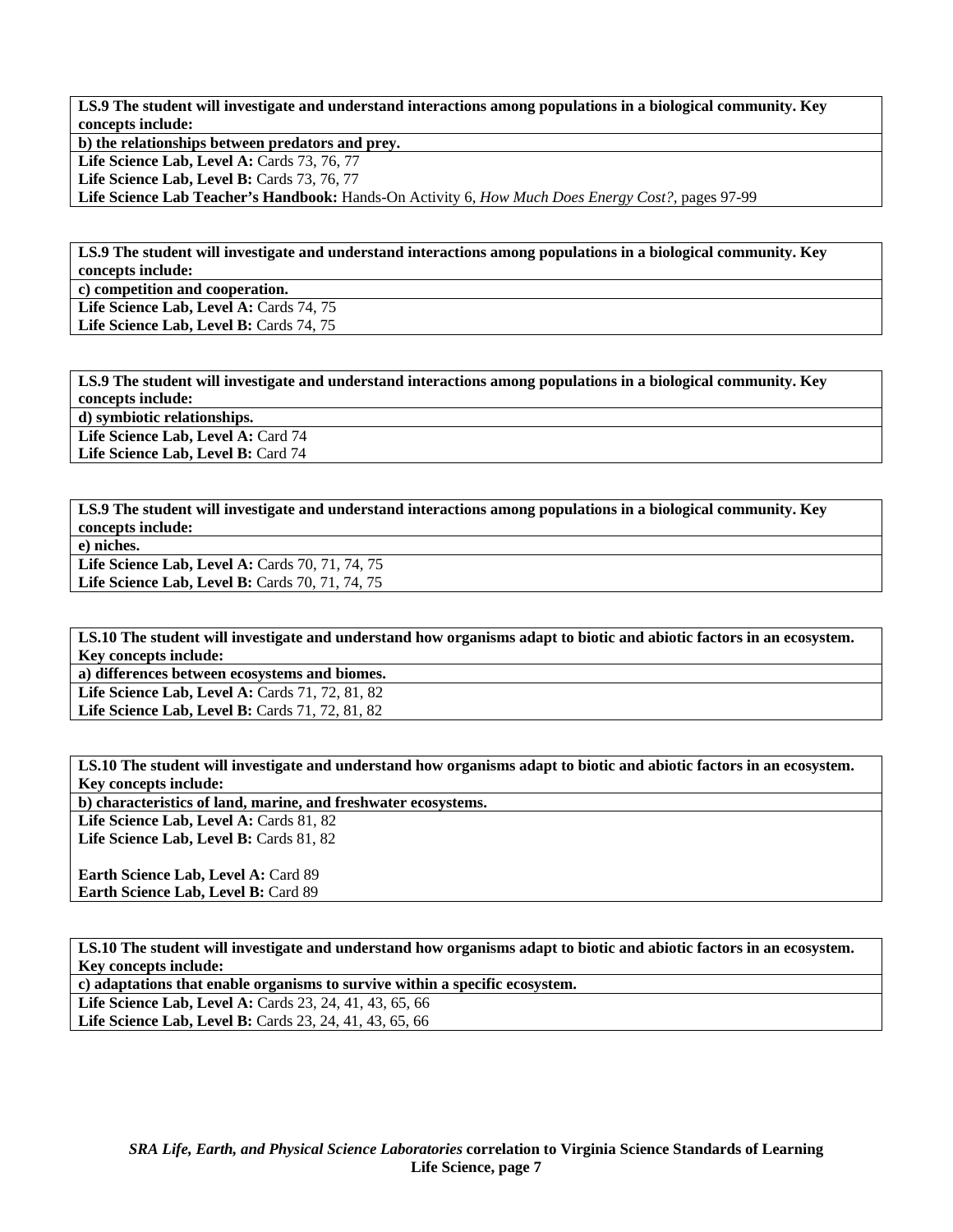**LS.9 The student will investigate and understand interactions among populations in a biological community. Key concepts include:**

**b) the relationships between predators and prey.**

**Life Science Lab, Level A:** Cards 73, 76, 77
**Life Science Lab, Level B:** Cards 73, 76, 77
**Life Science Lab Teacher's Handbook:** Hands-On Activity 6, *How Much Does Energy Cost?,* pages 97-99

**LS.9 The student will investigate and understand interactions among populations in a biological community. Key concepts include:**

**c) competition and cooperation.**

**Life Science Lab, Level A:** Cards 74, 75
**Life Science Lab, Level B:** Cards 74, 75

**LS.9 The student will investigate and understand interactions among populations in a biological community. Key concepts include:**

**d) symbiotic relationships.**

**Life Science Lab, Level A:** Card 74
**Life Science Lab, Level B:** Card 74

**LS.9 The student will investigate and understand interactions among populations in a biological community. Key concepts include:**

**e) niches.**

**Life Science Lab, Level A:** Cards 70, 71, 74, 75
**Life Science Lab, Level B:** Cards 70, 71, 74, 75

**LS.10 The student will investigate and understand how organisms adapt to biotic and abiotic factors in an ecosystem. Key concepts include:**

**a) differences between ecosystems and biomes.**

**Life Science Lab, Level A:** Cards 71, 72, 81, 82
**Life Science Lab, Level B:** Cards 71, 72, 81, 82

**LS.10 The student will investigate and understand how organisms adapt to biotic and abiotic factors in an ecosystem. Key concepts include:**

**b) characteristics of land, marine, and freshwater ecosystems.**

**Life Science Lab, Level A:** Cards 81, 82
**Life Science Lab, Level B:** Cards 81, 82

**Earth Science Lab, Level A:** Card 89
**Earth Science Lab, Level B:** Card 89

**LS.10 The student will investigate and understand how organisms adapt to biotic and abiotic factors in an ecosystem. Key concepts include:**

**c) adaptations that enable organisms to survive within a specific ecosystem.**

**Life Science Lab, Level A:** Cards 23, 24, 41, 43, 65, 66
**Life Science Lab, Level B:** Cards 23, 24, 41, 43, 65, 66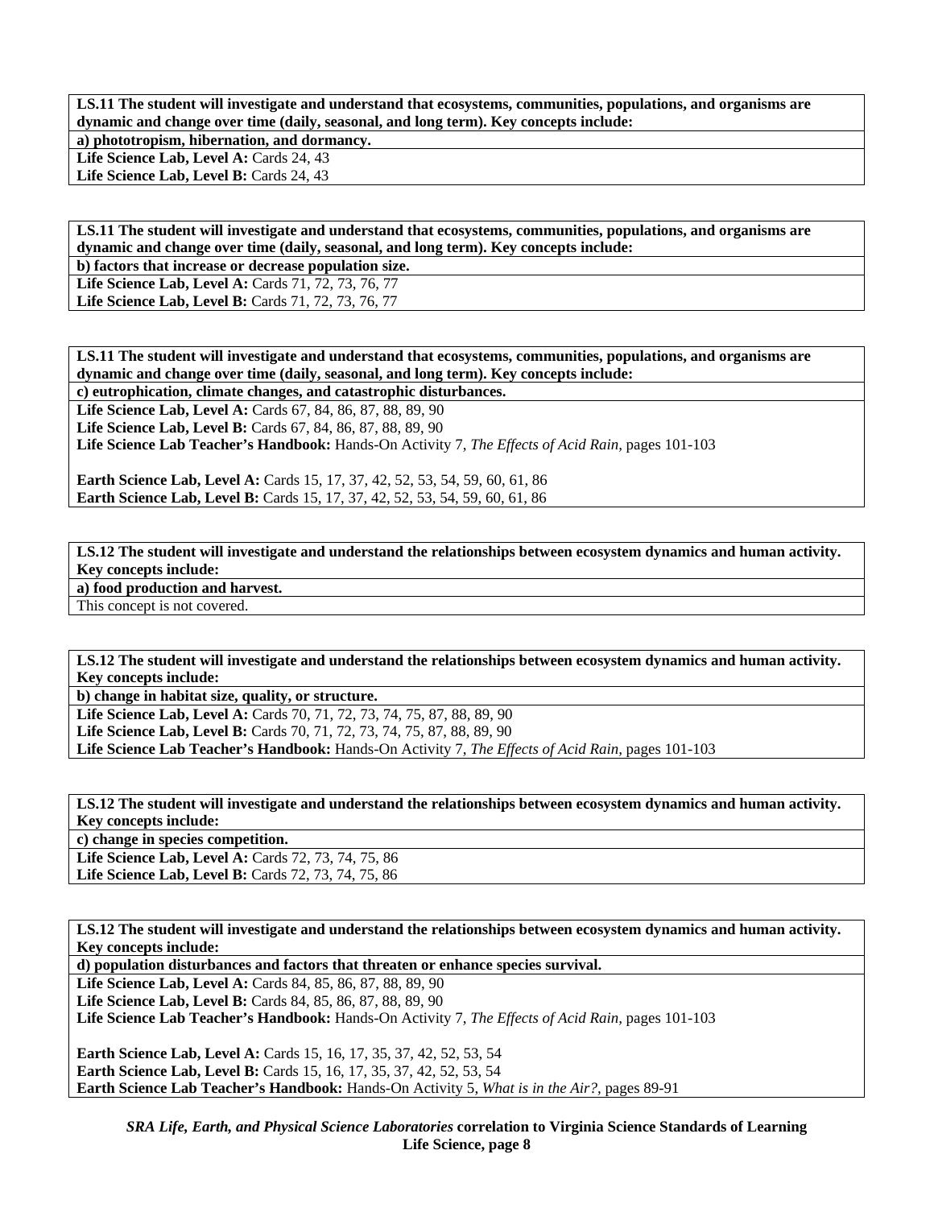**LS.11 The student will investigate and understand that ecosystems, communities, populations, and organisms are dynamic and change over time (daily, seasonal, and long term). Key concepts include:**

**a) phototropism, hibernation, and dormancy.**

**Life Science Lab, Level A:** Cards 24, 43
**Life Science Lab, Level B:** Cards 24, 43

**LS.11 The student will investigate and understand that ecosystems, communities, populations, and organisms are dynamic and change over time (daily, seasonal, and long term). Key concepts include:**

**b) factors that increase or decrease population size.**

**Life Science Lab, Level A:** Cards 71, 72, 73, 76, 77
**Life Science Lab, Level B:** Cards 71, 72, 73, 76, 77

**LS.11 The student will investigate and understand that ecosystems, communities, populations, and organisms are dynamic and change over time (daily, seasonal, and long term). Key concepts include:**

**c) eutrophication, climate changes, and catastrophic disturbances.**

**Life Science Lab, Level A:** Cards 67, 84, 86, 87, 88, 89, 90
**Life Science Lab, Level B:** Cards 67, 84, 86, 87, 88, 89, 90
**Life Science Lab Teacher's Handbook:** Hands-On Activity 7, *The Effects of Acid Rain,* pages 101-103

**Earth Science Lab, Level A:** Cards 15, 17, 37, 42, 52, 53, 54, 59, 60, 61, 86
**Earth Science Lab, Level B:** Cards 15, 17, 37, 42, 52, 53, 54, 59, 60, 61, 86

**LS.12 The student will investigate and understand the relationships between ecosystem dynamics and human activity. Key concepts include:**

**a) food production and harvest.**

This concept is not covered.

**LS.12 The student will investigate and understand the relationships between ecosystem dynamics and human activity. Key concepts include:**

**b) change in habitat size, quality, or structure.**

**Life Science Lab, Level A:** Cards 70, 71, 72, 73, 74, 75, 87, 88, 89, 90
**Life Science Lab, Level B:** Cards 70, 71, 72, 73, 74, 75, 87, 88, 89, 90
**Life Science Lab Teacher's Handbook:** Hands-On Activity 7, *The Effects of Acid Rain,* pages 101-103

**LS.12 The student will investigate and understand the relationships between ecosystem dynamics and human activity. Key concepts include:**

**c) change in species competition.**

**Life Science Lab, Level A:** Cards 72, 73, 74, 75, 86
**Life Science Lab, Level B:** Cards 72, 73, 74, 75, 86

**LS.12 The student will investigate and understand the relationships between ecosystem dynamics and human activity. Key concepts include:**

**d) population disturbances and factors that threaten or enhance species survival.**

**Life Science Lab, Level A:** Cards 84, 85, 86, 87, 88, 89, 90
**Life Science Lab, Level B:** Cards 84, 85, 86, 87, 88, 89, 90
**Life Science Lab Teacher's Handbook:** Hands-On Activity 7, *The Effects of Acid Rain,* pages 101-103

**Earth Science Lab, Level A:** Cards 15, 16, 17, 35, 37, 42, 52, 53, 54
**Earth Science Lab, Level B:** Cards 15, 16, 17, 35, 37, 42, 52, 53, 54
**Earth Science Lab Teacher's Handbook:** Hands-On Activity 5, *What is in the Air?,* pages 89-91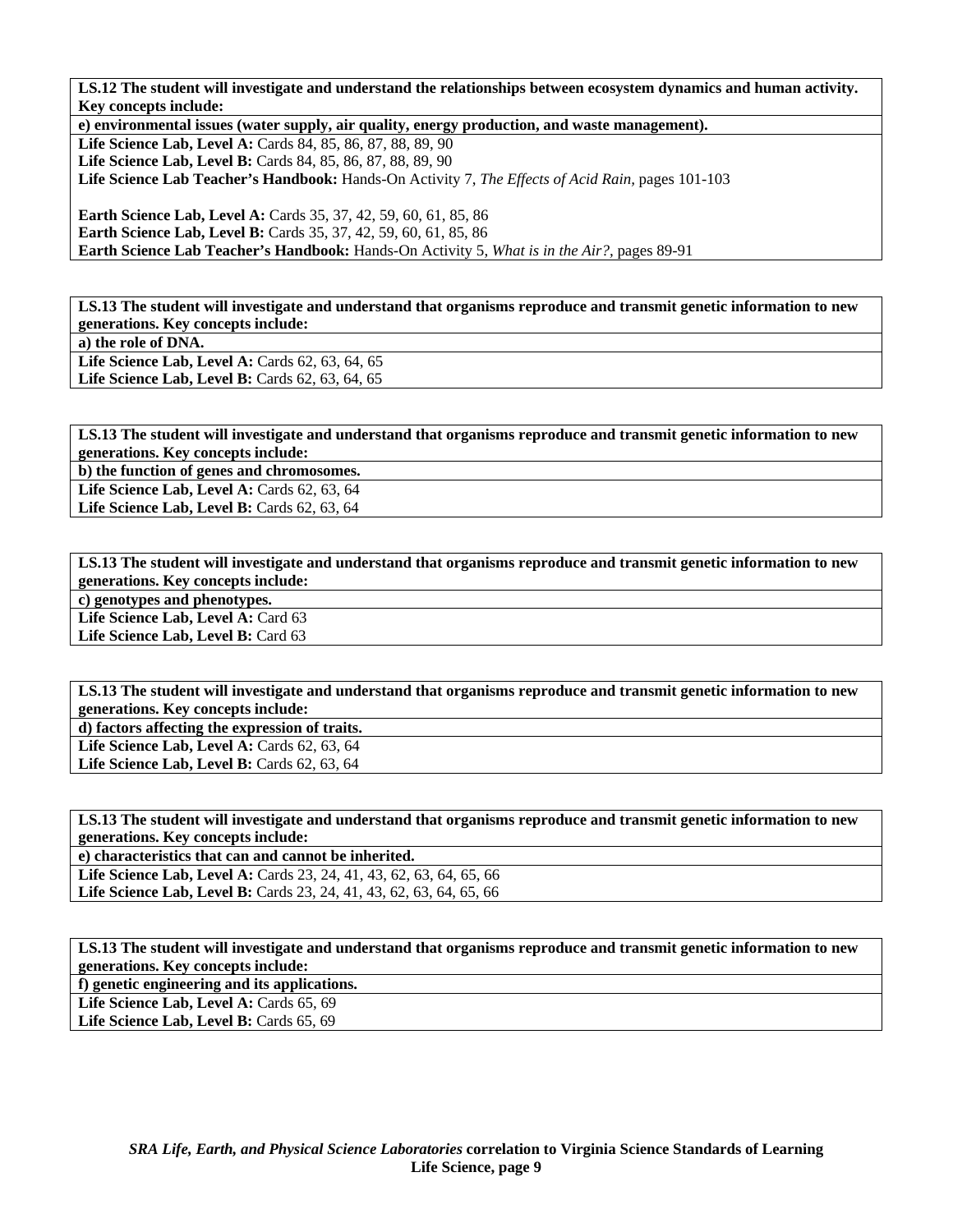**LS.12 The student will investigate and understand the relationships between ecosystem dynamics and human activity. Key concepts include:**

**e) environmental issues (water supply, air quality, energy production, and waste management).**

**Life Science Lab, Level A:** Cards 84, 85, 86, 87, 88, 89, 90
**Life Science Lab, Level B:** Cards 84, 85, 86, 87, 88, 89, 90
**Life Science Lab Teacher's Handbook:** Hands-On Activity 7, *The Effects of Acid Rain,* pages 101-103

**Earth Science Lab, Level A:** Cards 35, 37, 42, 59, 60, 61, 85, 86
**Earth Science Lab, Level B:** Cards 35, 37, 42, 59, 60, 61, 85, 86
**Earth Science Lab Teacher's Handbook:** Hands-On Activity 5, *What is in the Air?,* pages 89-91

---

**LS.13 The student will investigate and understand that organisms reproduce and transmit genetic information to new generations. Key concepts include:**

**a) the role of DNA.**

**Life Science Lab, Level A:** Cards 62, 63, 64, 65
**Life Science Lab, Level B:** Cards 62, 63, 64, 65

---

**LS.13 The student will investigate and understand that organisms reproduce and transmit genetic information to new generations. Key concepts include:**

**b) the function of genes and chromosomes.**

**Life Science Lab, Level A:** Cards 62, 63, 64
**Life Science Lab, Level B:** Cards 62, 63, 64

---

**LS.13 The student will investigate and understand that organisms reproduce and transmit genetic information to new generations. Key concepts include:**

**c) genotypes and phenotypes.**

**Life Science Lab, Level A:** Card 63
**Life Science Lab, Level B:** Card 63

---

**LS.13 The student will investigate and understand that organisms reproduce and transmit genetic information to new generations. Key concepts include:**

**d) factors affecting the expression of traits.**

**Life Science Lab, Level A:** Cards 62, 63, 64
**Life Science Lab, Level B:** Cards 62, 63, 64

---

**LS.13 The student will investigate and understand that organisms reproduce and transmit genetic information to new generations. Key concepts include:**

**e) characteristics that can and cannot be inherited.**

**Life Science Lab, Level A:** Cards 23, 24, 41, 43, 62, 63, 64, 65, 66
**Life Science Lab, Level B:** Cards 23, 24, 41, 43, 62, 63, 64, 65, 66

---

**LS.13 The student will investigate and understand that organisms reproduce and transmit genetic information to new generations. Key concepts include:**

**f) genetic engineering and its applications.**

**Life Science Lab, Level A:** Cards 65, 69
**Life Science Lab, Level B:** Cards 65, 69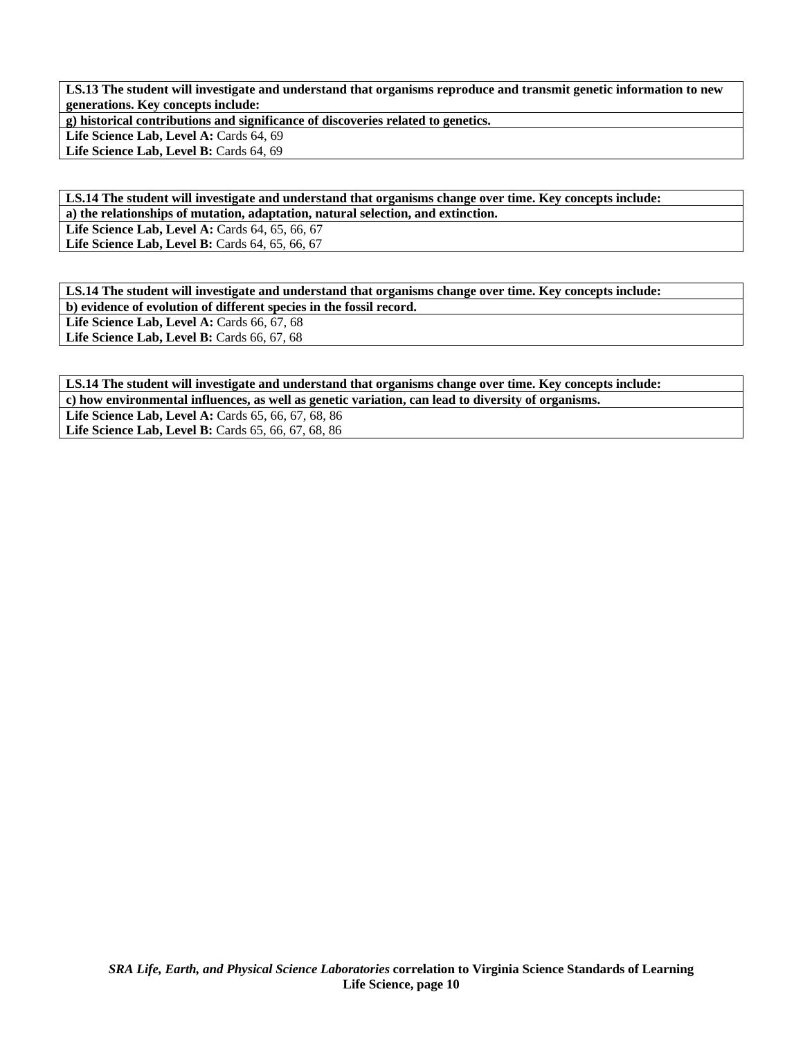| **LS.13 The student will investigate and understand that organisms reproduce and transmit genetic information to new generations. Key concepts include:** |
|---|
| **g) historical contributions and significance of discoveries related to genetics.** |
| **Life Science Lab, Level A:** Cards 64, 69<br>**Life Science Lab, Level B:** Cards 64, 69 |

| **LS.14 The student will investigate and understand that organisms change over time. Key concepts include:** |
|---|
| **a) the relationships of mutation, adaptation, natural selection, and extinction.** |
| **Life Science Lab, Level A:** Cards 64, 65, 66, 67<br>**Life Science Lab, Level B:** Cards 64, 65, 66, 67 |

| **LS.14 The student will investigate and understand that organisms change over time. Key concepts include:** |
|---|
| **b) evidence of evolution of different species in the fossil record.** |
| **Life Science Lab, Level A:** Cards 66, 67, 68<br>**Life Science Lab, Level B:** Cards 66, 67, 68 |

| **LS.14 The student will investigate and understand that organisms change over time. Key concepts include:** |
|---|
| **c) how environmental influences, as well as genetic variation, can lead to diversity of organisms.** |
| **Life Science Lab, Level A:** Cards 65, 66, 67, 68, 86<br>**Life Science Lab, Level B:** Cards 65, 66, 67, 68, 86 |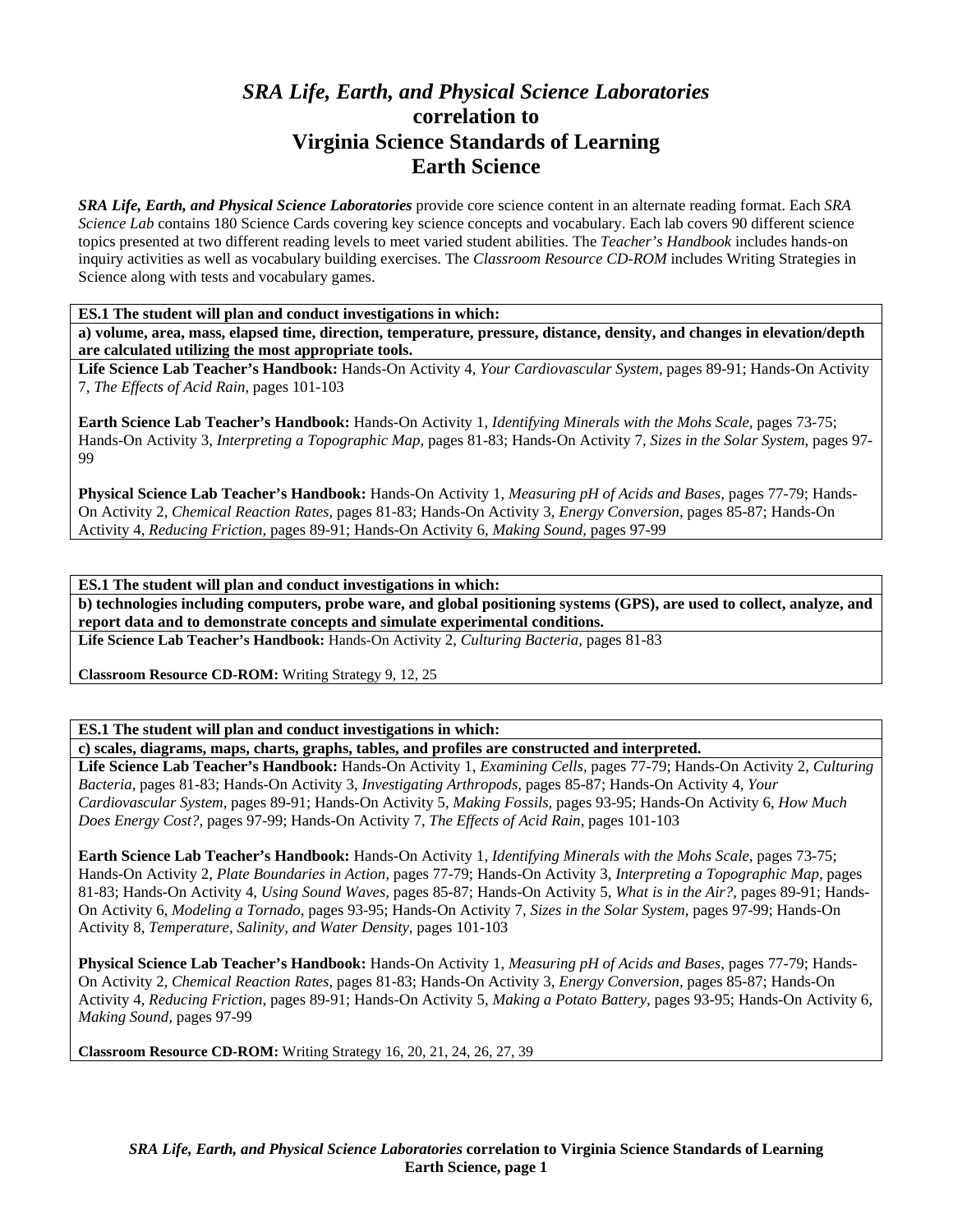# *SRA Life, Earth, and Physical Science Laboratories*
# correlation to
# Virginia Science Standards of Learning
# Earth Science

***SRA Life, Earth, and Physical Science Laboratories*** provide core science content in an alternate reading format. Each *SRA Science Lab* contains 180 Science Cards covering key science concepts and vocabulary. Each lab covers 90 different science topics presented at two different reading levels to meet varied student abilities. The *Teacher's Handbook* includes hands-on inquiry activities as well as vocabulary building exercises. The *Classroom Resource CD-ROM* includes Writing Strategies in Science along with tests and vocabulary games.

---

**ES.1 The student will plan and conduct investigations in which:**

**a) volume, area, mass, elapsed time, direction, temperature, pressure, distance, density, and changes in elevation/depth are calculated utilizing the most appropriate tools.**

**Life Science Lab Teacher's Handbook:** Hands-On Activity 4, *Your Cardiovascular System,* pages 89-91; Hands-On Activity 7, *The Effects of Acid Rain,* pages 101-103

**Earth Science Lab Teacher's Handbook:** Hands-On Activity 1, *Identifying Minerals with the Mohs Scale,* pages 73-75; Hands-On Activity 3, *Interpreting a Topographic Map,* pages 81-83; Hands-On Activity 7, *Sizes in the Solar System,* pages 97-99

**Physical Science Lab Teacher's Handbook:** Hands-On Activity 1, *Measuring pH of Acids and Bases,* pages 77-79; Hands-On Activity 2, *Chemical Reaction Rates,* pages 81-83; Hands-On Activity 3, *Energy Conversion,* pages 85-87; Hands-On Activity 4, *Reducing Friction,* pages 89-91; Hands-On Activity 6, *Making Sound,* pages 97-99

---

**ES.1 The student will plan and conduct investigations in which:**

**b) technologies including computers, probe ware, and global positioning systems (GPS), are used to collect, analyze, and report data and to demonstrate concepts and simulate experimental conditions.**

**Life Science Lab Teacher's Handbook:** Hands-On Activity 2, *Culturing Bacteria,* pages 81-83

**Classroom Resource CD-ROM:** Writing Strategy 9, 12, 25

---

**ES.1 The student will plan and conduct investigations in which:**

**c) scales, diagrams, maps, charts, graphs, tables, and profiles are constructed and interpreted.**

**Life Science Lab Teacher's Handbook:** Hands-On Activity 1, *Examining Cells,* pages 77-79; Hands-On Activity 2, *Culturing Bacteria,* pages 81-83; Hands-On Activity 3, *Investigating Arthropods,* pages 85-87; Hands-On Activity 4, *Your Cardiovascular System,* pages 89-91; Hands-On Activity 5, *Making Fossils,* pages 93-95; Hands-On Activity 6, *How Much Does Energy Cost?,* pages 97-99; Hands-On Activity 7, *The Effects of Acid Rain,* pages 101-103

**Earth Science Lab Teacher's Handbook:** Hands-On Activity 1, *Identifying Minerals with the Mohs Scale,* pages 73-75; Hands-On Activity 2, *Plate Boundaries in Action,* pages 77-79; Hands-On Activity 3, *Interpreting a Topographic Map,* pages 81-83; Hands-On Activity 4, *Using Sound Waves,* pages 85-87; Hands-On Activity 5, *What is in the Air?,* pages 89-91; Hands-On Activity 6, *Modeling a Tornado,* pages 93-95; Hands-On Activity 7, *Sizes in the Solar System,* pages 97-99; Hands-On Activity 8, *Temperature, Salinity, and Water Density,* pages 101-103

**Physical Science Lab Teacher's Handbook:** Hands-On Activity 1, *Measuring pH of Acids and Bases,* pages 77-79; Hands-On Activity 2, *Chemical Reaction Rates,* pages 81-83; Hands-On Activity 3, *Energy Conversion,* pages 85-87; Hands-On Activity 4, *Reducing Friction,* pages 89-91; Hands-On Activity 5, *Making a Potato Battery,* pages 93-95; Hands-On Activity 6, *Making Sound,* pages 97-99

**Classroom Resource CD-ROM:** Writing Strategy 16, 20, 21, 24, 26, 27, 39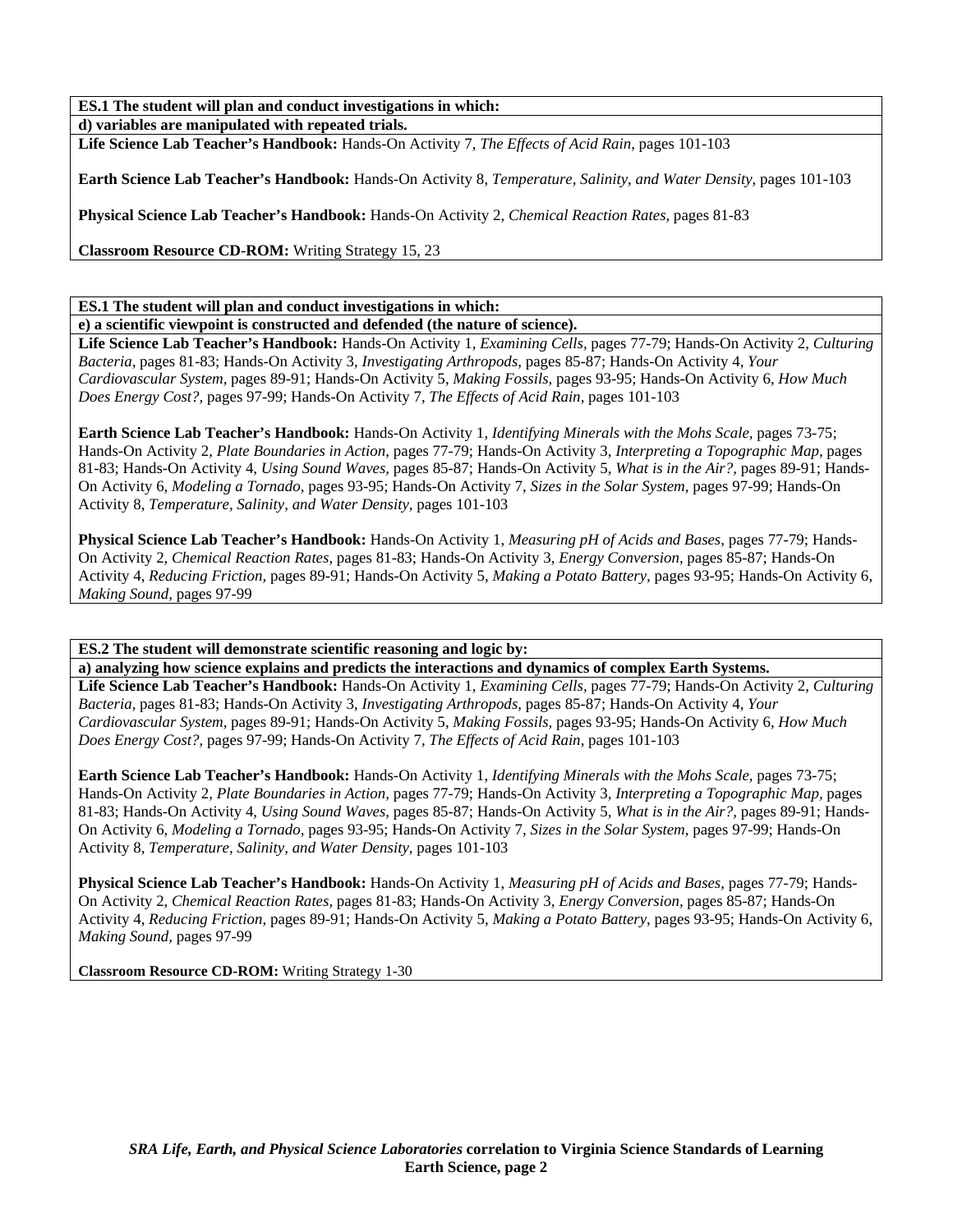**ES.1 The student will plan and conduct investigations in which:**

**d) variables are manipulated with repeated trials.**

**Life Science Lab Teacher's Handbook:** Hands-On Activity 7, *The Effects of Acid Rain,* pages 101-103

**Earth Science Lab Teacher's Handbook:** Hands-On Activity 8, *Temperature, Salinity, and Water Density,* pages 101-103

**Physical Science Lab Teacher's Handbook:** Hands-On Activity 2, *Chemical Reaction Rates,* pages 81-83

**Classroom Resource CD-ROM:** Writing Strategy 15, 23

**ES.1 The student will plan and conduct investigations in which:**

**e) a scientific viewpoint is constructed and defended (the nature of science).**

**Life Science Lab Teacher's Handbook:** Hands-On Activity 1, *Examining Cells,* pages 77-79; Hands-On Activity 2, *Culturing Bacteria,* pages 81-83; Hands-On Activity 3, *Investigating Arthropods,* pages 85-87; Hands-On Activity 4, *Your Cardiovascular System,* pages 89-91; Hands-On Activity 5, *Making Fossils,* pages 93-95; Hands-On Activity 6, *How Much Does Energy Cost?,* pages 97-99; Hands-On Activity 7, *The Effects of Acid Rain,* pages 101-103

**Earth Science Lab Teacher's Handbook:** Hands-On Activity 1, *Identifying Minerals with the Mohs Scale,* pages 73-75; Hands-On Activity 2, *Plate Boundaries in Action,* pages 77-79; Hands-On Activity 3, *Interpreting a Topographic Map,* pages 81-83; Hands-On Activity 4, *Using Sound Waves,* pages 85-87; Hands-On Activity 5, *What is in the Air?,* pages 89-91; Hands-On Activity 6, *Modeling a Tornado,* pages 93-95; Hands-On Activity 7, *Sizes in the Solar System,* pages 97-99; Hands-On Activity 8, *Temperature, Salinity, and Water Density,* pages 101-103

**Physical Science Lab Teacher's Handbook:** Hands-On Activity 1, *Measuring pH of Acids and Bases,* pages 77-79; Hands-On Activity 2, *Chemical Reaction Rates,* pages 81-83; Hands-On Activity 3, *Energy Conversion,* pages 85-87; Hands-On Activity 4, *Reducing Friction,* pages 89-91; Hands-On Activity 5, *Making a Potato Battery,* pages 93-95; Hands-On Activity 6, *Making Sound,* pages 97-99

**ES.2 The student will demonstrate scientific reasoning and logic by:**

**a) analyzing how science explains and predicts the interactions and dynamics of complex Earth Systems.**

**Life Science Lab Teacher's Handbook:** Hands-On Activity 1, *Examining Cells,* pages 77-79; Hands-On Activity 2, *Culturing Bacteria,* pages 81-83; Hands-On Activity 3, *Investigating Arthropods,* pages 85-87; Hands-On Activity 4, *Your Cardiovascular System,* pages 89-91; Hands-On Activity 5, *Making Fossils,* pages 93-95; Hands-On Activity 6, *How Much Does Energy Cost?,* pages 97-99; Hands-On Activity 7, *The Effects of Acid Rain,* pages 101-103

**Earth Science Lab Teacher's Handbook:** Hands-On Activity 1, *Identifying Minerals with the Mohs Scale,* pages 73-75; Hands-On Activity 2, *Plate Boundaries in Action,* pages 77-79; Hands-On Activity 3, *Interpreting a Topographic Map,* pages 81-83; Hands-On Activity 4, *Using Sound Waves,* pages 85-87; Hands-On Activity 5, *What is in the Air?,* pages 89-91; Hands-On Activity 6, *Modeling a Tornado,* pages 93-95; Hands-On Activity 7, *Sizes in the Solar System,* pages 97-99; Hands-On Activity 8, *Temperature, Salinity, and Water Density,* pages 101-103

**Physical Science Lab Teacher's Handbook:** Hands-On Activity 1, *Measuring pH of Acids and Bases,* pages 77-79; Hands-On Activity 2, *Chemical Reaction Rates,* pages 81-83; Hands-On Activity 3, *Energy Conversion,* pages 85-87; Hands-On Activity 4, *Reducing Friction,* pages 89-91; Hands-On Activity 5, *Making a Potato Battery,* pages 93-95; Hands-On Activity 6, *Making Sound,* pages 97-99

**Classroom Resource CD-ROM:** Writing Strategy 1-30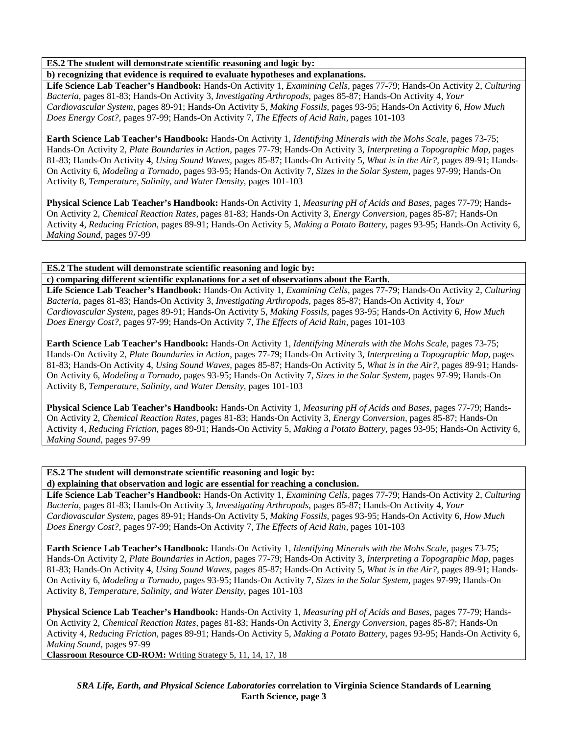**ES.2 The student will demonstrate scientific reasoning and logic by:**

**b) recognizing that evidence is required to evaluate hypotheses and explanations.**

**Life Science Lab Teacher's Handbook:** Hands-On Activity 1, *Examining Cells,* pages 77-79; Hands-On Activity 2, *Culturing Bacteria,* pages 81-83; Hands-On Activity 3, *Investigating Arthropods,* pages 85-87; Hands-On Activity 4, *Your Cardiovascular System,* pages 89-91; Hands-On Activity 5, *Making Fossils,* pages 93-95; Hands-On Activity 6, *How Much Does Energy Cost?,* pages 97-99; Hands-On Activity 7, *The Effects of Acid Rain,* pages 101-103

**Earth Science Lab Teacher's Handbook:** Hands-On Activity 1, *Identifying Minerals with the Mohs Scale,* pages 73-75; Hands-On Activity 2, *Plate Boundaries in Action,* pages 77-79; Hands-On Activity 3, *Interpreting a Topographic Map,* pages 81-83; Hands-On Activity 4, *Using Sound Waves,* pages 85-87; Hands-On Activity 5, *What is in the Air?,* pages 89-91; Hands-On Activity 6, *Modeling a Tornado,* pages 93-95; Hands-On Activity 7, *Sizes in the Solar System,* pages 97-99; Hands-On Activity 8, *Temperature, Salinity, and Water Density,* pages 101-103

**Physical Science Lab Teacher's Handbook:** Hands-On Activity 1, *Measuring pH of Acids and Bases,* pages 77-79; Hands-On Activity 2, *Chemical Reaction Rates,* pages 81-83; Hands-On Activity 3, *Energy Conversion,* pages 85-87; Hands-On Activity 4, *Reducing Friction,* pages 89-91; Hands-On Activity 5, *Making a Potato Battery,* pages 93-95; Hands-On Activity 6, *Making Sound,* pages 97-99

**ES.2 The student will demonstrate scientific reasoning and logic by:**

**c) comparing different scientific explanations for a set of observations about the Earth.**

**Life Science Lab Teacher's Handbook:** Hands-On Activity 1, *Examining Cells,* pages 77-79; Hands-On Activity 2, *Culturing Bacteria,* pages 81-83; Hands-On Activity 3, *Investigating Arthropods,* pages 85-87; Hands-On Activity 4, *Your Cardiovascular System,* pages 89-91; Hands-On Activity 5, *Making Fossils,* pages 93-95; Hands-On Activity 6, *How Much Does Energy Cost?,* pages 97-99; Hands-On Activity 7, *The Effects of Acid Rain,* pages 101-103

**Earth Science Lab Teacher's Handbook:** Hands-On Activity 1, *Identifying Minerals with the Mohs Scale,* pages 73-75; Hands-On Activity 2, *Plate Boundaries in Action,* pages 77-79; Hands-On Activity 3, *Interpreting a Topographic Map,* pages 81-83; Hands-On Activity 4, *Using Sound Waves,* pages 85-87; Hands-On Activity 5, *What is in the Air?,* pages 89-91; Hands-On Activity 6, *Modeling a Tornado,* pages 93-95; Hands-On Activity 7, *Sizes in the Solar System,* pages 97-99; Hands-On Activity 8, *Temperature, Salinity, and Water Density,* pages 101-103

**Physical Science Lab Teacher's Handbook:** Hands-On Activity 1, *Measuring pH of Acids and Bases,* pages 77-79; Hands-On Activity 2, *Chemical Reaction Rates,* pages 81-83; Hands-On Activity 3, *Energy Conversion,* pages 85-87; Hands-On Activity 4, *Reducing Friction,* pages 89-91; Hands-On Activity 5, *Making a Potato Battery,* pages 93-95; Hands-On Activity 6, *Making Sound,* pages 97-99

**ES.2 The student will demonstrate scientific reasoning and logic by:**

**d) explaining that observation and logic are essential for reaching a conclusion.**

**Life Science Lab Teacher's Handbook:** Hands-On Activity 1, *Examining Cells,* pages 77-79; Hands-On Activity 2, *Culturing Bacteria,* pages 81-83; Hands-On Activity 3, *Investigating Arthropods,* pages 85-87; Hands-On Activity 4, *Your Cardiovascular System,* pages 89-91; Hands-On Activity 5, *Making Fossils,* pages 93-95; Hands-On Activity 6, *How Much Does Energy Cost?,* pages 97-99; Hands-On Activity 7, *The Effects of Acid Rain,* pages 101-103

**Earth Science Lab Teacher's Handbook:** Hands-On Activity 1, *Identifying Minerals with the Mohs Scale,* pages 73-75; Hands-On Activity 2, *Plate Boundaries in Action,* pages 77-79; Hands-On Activity 3, *Interpreting a Topographic Map,* pages 81-83; Hands-On Activity 4, *Using Sound Waves,* pages 85-87; Hands-On Activity 5, *What is in the Air?,* pages 89-91; Hands-On Activity 6, *Modeling a Tornado,* pages 93-95; Hands-On Activity 7, *Sizes in the Solar System,* pages 97-99; Hands-On Activity 8, *Temperature, Salinity, and Water Density,* pages 101-103

**Physical Science Lab Teacher's Handbook:** Hands-On Activity 1, *Measuring pH of Acids and Bases,* pages 77-79; Hands-On Activity 2, *Chemical Reaction Rates,* pages 81-83; Hands-On Activity 3, *Energy Conversion,* pages 85-87; Hands-On Activity 4, *Reducing Friction,* pages 89-91; Hands-On Activity 5, *Making a Potato Battery,* pages 93-95; Hands-On Activity 6, *Making Sound,* pages 97-99

**Classroom Resource CD-ROM:** Writing Strategy 5, 11, 14, 17, 18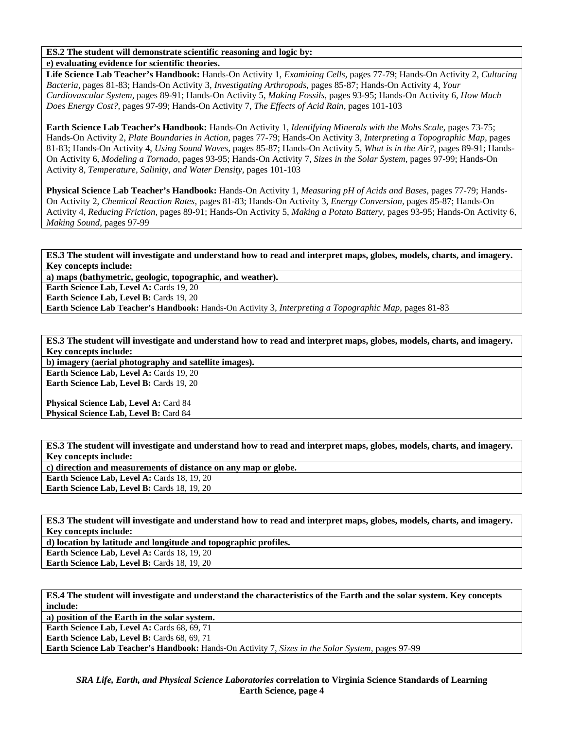**ES.2 The student will demonstrate scientific reasoning and logic by:**

**e) evaluating evidence for scientific theories.**

**Life Science Lab Teacher's Handbook:** Hands-On Activity 1, *Examining Cells,* pages 77-79; Hands-On Activity 2, *Culturing Bacteria,* pages 81-83; Hands-On Activity 3, *Investigating Arthropods,* pages 85-87; Hands-On Activity 4, *Your Cardiovascular System,* pages 89-91; Hands-On Activity 5, *Making Fossils,* pages 93-95; Hands-On Activity 6, *How Much Does Energy Cost?,* pages 97-99; Hands-On Activity 7, *The Effects of Acid Rain,* pages 101-103

**Earth Science Lab Teacher's Handbook:** Hands-On Activity 1, *Identifying Minerals with the Mohs Scale,* pages 73-75; Hands-On Activity 2, *Plate Boundaries in Action,* pages 77-79; Hands-On Activity 3, *Interpreting a Topographic Map,* pages 81-83; Hands-On Activity 4, *Using Sound Waves,* pages 85-87; Hands-On Activity 5, *What is in the Air?,* pages 89-91; Hands-On Activity 6, *Modeling a Tornado,* pages 93-95; Hands-On Activity 7, *Sizes in the Solar System,* pages 97-99; Hands-On Activity 8, *Temperature, Salinity, and Water Density,* pages 101-103

**Physical Science Lab Teacher's Handbook:** Hands-On Activity 1, *Measuring pH of Acids and Bases,* pages 77-79; Hands-On Activity 2, *Chemical Reaction Rates,* pages 81-83; Hands-On Activity 3, *Energy Conversion,* pages 85-87; Hands-On Activity 4, *Reducing Friction,* pages 89-91; Hands-On Activity 5, *Making a Potato Battery,* pages 93-95; Hands-On Activity 6, *Making Sound,* pages 97-99

**ES.3 The student will investigate and understand how to read and interpret maps, globes, models, charts, and imagery. Key concepts include:**

**a) maps (bathymetric, geologic, topographic, and weather).**

**Earth Science Lab, Level A:** Cards 19, 20
**Earth Science Lab, Level B:** Cards 19, 20
**Earth Science Lab Teacher's Handbook:** Hands-On Activity 3, *Interpreting a Topographic Map,* pages 81-83

**ES.3 The student will investigate and understand how to read and interpret maps, globes, models, charts, and imagery. Key concepts include:**

**b) imagery (aerial photography and satellite images).**

**Earth Science Lab, Level A:** Cards 19, 20
**Earth Science Lab, Level B:** Cards 19, 20

**Physical Science Lab, Level A:** Card 84
**Physical Science Lab, Level B:** Card 84

**ES.3 The student will investigate and understand how to read and interpret maps, globes, models, charts, and imagery. Key concepts include:**

**c) direction and measurements of distance on any map or globe.**

**Earth Science Lab, Level A:** Cards 18, 19, 20
**Earth Science Lab, Level B:** Cards 18, 19, 20

**ES.3 The student will investigate and understand how to read and interpret maps, globes, models, charts, and imagery. Key concepts include:**

**d) location by latitude and longitude and topographic profiles.**

**Earth Science Lab, Level A:** Cards 18, 19, 20
**Earth Science Lab, Level B:** Cards 18, 19, 20

**ES.4 The student will investigate and understand the characteristics of the Earth and the solar system. Key concepts include:**

**a) position of the Earth in the solar system.**

**Earth Science Lab, Level A:** Cards 68, 69, 71
**Earth Science Lab, Level B:** Cards 68, 69, 71
**Earth Science Lab Teacher's Handbook:** Hands-On Activity 7, *Sizes in the Solar System,* pages 97-99

***SRA Life, Earth, and Physical Science Laboratories* correlation to Virginia Science Standards of Learning Earth Science, page 4**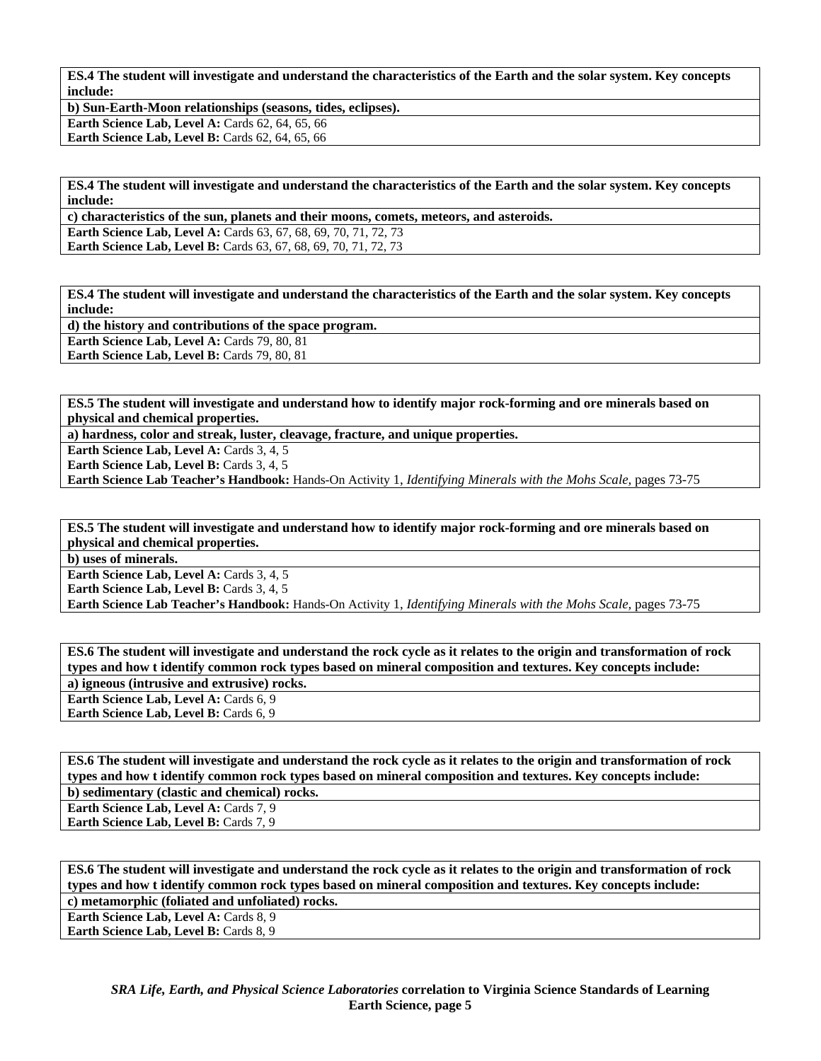**ES.4 The student will investigate and understand the characteristics of the Earth and the solar system. Key concepts include:**

**b) Sun-Earth-Moon relationships (seasons, tides, eclipses).**

**Earth Science Lab, Level A:** Cards 62, 64, 65, 66
**Earth Science Lab, Level B:** Cards 62, 64, 65, 66

**ES.4 The student will investigate and understand the characteristics of the Earth and the solar system. Key concepts include:**

**c) characteristics of the sun, planets and their moons, comets, meteors, and asteroids.**

**Earth Science Lab, Level A:** Cards 63, 67, 68, 69, 70, 71, 72, 73
**Earth Science Lab, Level B:** Cards 63, 67, 68, 69, 70, 71, 72, 73

**ES.4 The student will investigate and understand the characteristics of the Earth and the solar system. Key concepts include:**

**d) the history and contributions of the space program.**

**Earth Science Lab, Level A:** Cards 79, 80, 81
**Earth Science Lab, Level B:** Cards 79, 80, 81

**ES.5 The student will investigate and understand how to identify major rock-forming and ore minerals based on physical and chemical properties.**

**a) hardness, color and streak, luster, cleavage, fracture, and unique properties.**

**Earth Science Lab, Level A:** Cards 3, 4, 5
**Earth Science Lab, Level B:** Cards 3, 4, 5
**Earth Science Lab Teacher's Handbook:** Hands-On Activity 1, *Identifying Minerals with the Mohs Scale,* pages 73-75

**ES.5 The student will investigate and understand how to identify major rock-forming and ore minerals based on physical and chemical properties.**

**b) uses of minerals.**

**Earth Science Lab, Level A:** Cards 3, 4, 5
**Earth Science Lab, Level B:** Cards 3, 4, 5
**Earth Science Lab Teacher's Handbook:** Hands-On Activity 1, *Identifying Minerals with the Mohs Scale,* pages 73-75

**ES.6 The student will investigate and understand the rock cycle as it relates to the origin and transformation of rock types and how t identify common rock types based on mineral composition and textures. Key concepts include:**

**a) igneous (intrusive and extrusive) rocks.**

**Earth Science Lab, Level A:** Cards 6, 9
**Earth Science Lab, Level B:** Cards 6, 9

**ES.6 The student will investigate and understand the rock cycle as it relates to the origin and transformation of rock types and how t identify common rock types based on mineral composition and textures. Key concepts include:**

**b) sedimentary (clastic and chemical) rocks.**

**Earth Science Lab, Level A:** Cards 7, 9
**Earth Science Lab, Level B:** Cards 7, 9

**ES.6 The student will investigate and understand the rock cycle as it relates to the origin and transformation of rock types and how t identify common rock types based on mineral composition and textures. Key concepts include:**

**c) metamorphic (foliated and unfoliated) rocks.**

**Earth Science Lab, Level A:** Cards 8, 9
**Earth Science Lab, Level B:** Cards 8, 9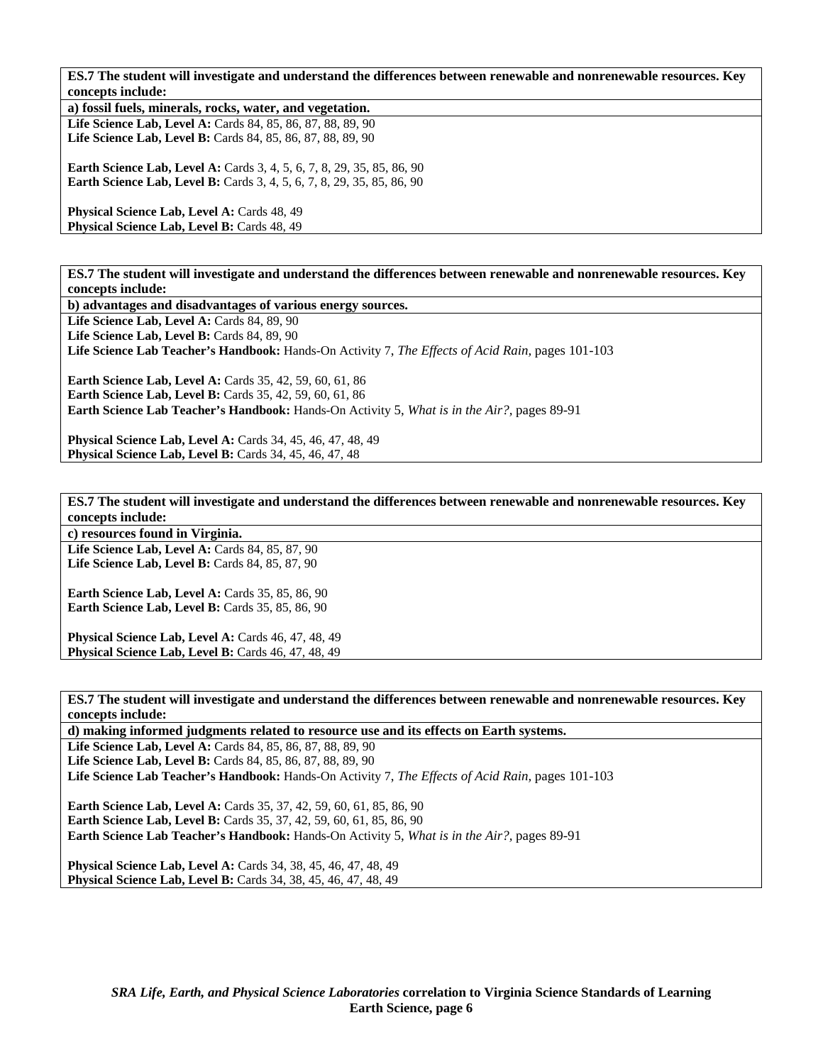**ES.7 The student will investigate and understand the differences between renewable and nonrenewable resources. Key concepts include:**

**a) fossil fuels, minerals, rocks, water, and vegetation.**

**Life Science Lab, Level A:** Cards 84, 85, 86, 87, 88, 89, 90
**Life Science Lab, Level B:** Cards 84, 85, 86, 87, 88, 89, 90

**Earth Science Lab, Level A:** Cards 3, 4, 5, 6, 7, 8, 29, 35, 85, 86, 90
**Earth Science Lab, Level B:** Cards 3, 4, 5, 6, 7, 8, 29, 35, 85, 86, 90

**Physical Science Lab, Level A:** Cards 48, 49
**Physical Science Lab, Level B:** Cards 48, 49

**ES.7 The student will investigate and understand the differences between renewable and nonrenewable resources. Key concepts include:**

**b) advantages and disadvantages of various energy sources.**

**Life Science Lab, Level A:** Cards 84, 89, 90
**Life Science Lab, Level B:** Cards 84, 89, 90
**Life Science Lab Teacher's Handbook:** Hands-On Activity 7, *The Effects of Acid Rain,* pages 101-103

**Earth Science Lab, Level A:** Cards 35, 42, 59, 60, 61, 86
**Earth Science Lab, Level B:** Cards 35, 42, 59, 60, 61, 86
**Earth Science Lab Teacher's Handbook:** Hands-On Activity 5, *What is in the Air?,* pages 89-91

**Physical Science Lab, Level A:** Cards 34, 45, 46, 47, 48, 49
**Physical Science Lab, Level B:** Cards 34, 45, 46, 47, 48

**ES.7 The student will investigate and understand the differences between renewable and nonrenewable resources. Key concepts include:**

**c) resources found in Virginia.**

**Life Science Lab, Level A:** Cards 84, 85, 87, 90
**Life Science Lab, Level B:** Cards 84, 85, 87, 90

**Earth Science Lab, Level A:** Cards 35, 85, 86, 90
**Earth Science Lab, Level B:** Cards 35, 85, 86, 90

**Physical Science Lab, Level A:** Cards 46, 47, 48, 49
**Physical Science Lab, Level B:** Cards 46, 47, 48, 49

**ES.7 The student will investigate and understand the differences between renewable and nonrenewable resources. Key concepts include:**

**d) making informed judgments related to resource use and its effects on Earth systems.**

**Life Science Lab, Level A:** Cards 84, 85, 86, 87, 88, 89, 90
**Life Science Lab, Level B:** Cards 84, 85, 86, 87, 88, 89, 90
**Life Science Lab Teacher's Handbook:** Hands-On Activity 7, *The Effects of Acid Rain,* pages 101-103

**Earth Science Lab, Level A:** Cards 35, 37, 42, 59, 60, 61, 85, 86, 90
**Earth Science Lab, Level B:** Cards 35, 37, 42, 59, 60, 61, 85, 86, 90
**Earth Science Lab Teacher's Handbook:** Hands-On Activity 5, *What is in the Air?,* pages 89-91

**Physical Science Lab, Level A:** Cards 34, 38, 45, 46, 47, 48, 49
**Physical Science Lab, Level B:** Cards 34, 38, 45, 46, 47, 48, 49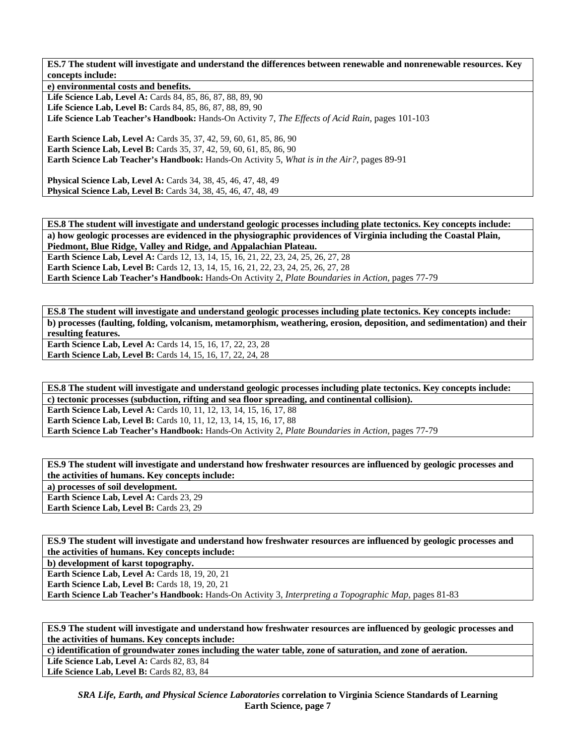**ES.7 The student will investigate and understand the differences between renewable and nonrenewable resources. Key concepts include:**

**e) environmental costs and benefits.**

**Life Science Lab, Level A:** Cards 84, 85, 86, 87, 88, 89, 90
**Life Science Lab, Level B:** Cards 84, 85, 86, 87, 88, 89, 90
**Life Science Lab Teacher's Handbook:** Hands-On Activity 7, *The Effects of Acid Rain,* pages 101-103

**Earth Science Lab, Level A:** Cards 35, 37, 42, 59, 60, 61, 85, 86, 90
**Earth Science Lab, Level B:** Cards 35, 37, 42, 59, 60, 61, 85, 86, 90
**Earth Science Lab Teacher's Handbook:** Hands-On Activity 5, *What is in the Air?,* pages 89-91

**Physical Science Lab, Level A:** Cards 34, 38, 45, 46, 47, 48, 49
**Physical Science Lab, Level B:** Cards 34, 38, 45, 46, 47, 48, 49

**ES.8 The student will investigate and understand geologic processes including plate tectonics. Key concepts include:**

**a) how geologic processes are evidenced in the physiographic providences of Virginia including the Coastal Plain, Piedmont, Blue Ridge, Valley and Ridge, and Appalachian Plateau.**

**Earth Science Lab, Level A:** Cards 12, 13, 14, 15, 16, 21, 22, 23, 24, 25, 26, 27, 28
**Earth Science Lab, Level B:** Cards 12, 13, 14, 15, 16, 21, 22, 23, 24, 25, 26, 27, 28
**Earth Science Lab Teacher's Handbook:** Hands-On Activity 2, *Plate Boundaries in Action,* pages 77-79

**ES.8 The student will investigate and understand geologic processes including plate tectonics. Key concepts include:**

**b) processes (faulting, folding, volcanism, metamorphism, weathering, erosion, deposition, and sedimentation) and their resulting features.**

**Earth Science Lab, Level A:** Cards 14, 15, 16, 17, 22, 23, 28
**Earth Science Lab, Level B:** Cards 14, 15, 16, 17, 22, 24, 28

**ES.8 The student will investigate and understand geologic processes including plate tectonics. Key concepts include:**

**c) tectonic processes (subduction, rifting and sea floor spreading, and continental collision).**

**Earth Science Lab, Level A:** Cards 10, 11, 12, 13, 14, 15, 16, 17, 88
**Earth Science Lab, Level B:** Cards 10, 11, 12, 13, 14, 15, 16, 17, 88
**Earth Science Lab Teacher's Handbook:** Hands-On Activity 2, *Plate Boundaries in Action,* pages 77-79

**ES.9 The student will investigate and understand how freshwater resources are influenced by geologic processes and the activities of humans. Key concepts include:**

**a) processes of soil development.**

**Earth Science Lab, Level A:** Cards 23, 29
**Earth Science Lab, Level B:** Cards 23, 29

**ES.9 The student will investigate and understand how freshwater resources are influenced by geologic processes and the activities of humans. Key concepts include:**

**b) development of karst topography.**

**Earth Science Lab, Level A:** Cards 18, 19, 20, 21
**Earth Science Lab, Level B:** Cards 18, 19, 20, 21
**Earth Science Lab Teacher's Handbook:** Hands-On Activity 3, *Interpreting a Topographic Map,* pages 81-83

**ES.9 The student will investigate and understand how freshwater resources are influenced by geologic processes and the activities of humans. Key concepts include:**

**c) identification of groundwater zones including the water table, zone of saturation, and zone of aeration.**

**Life Science Lab, Level A:** Cards 82, 83, 84
**Life Science Lab, Level B:** Cards 82, 83, 84

***SRA Life, Earth, and Physical Science Laboratories*** **correlation to Virginia Science Standards of Learning Earth Science, page 7**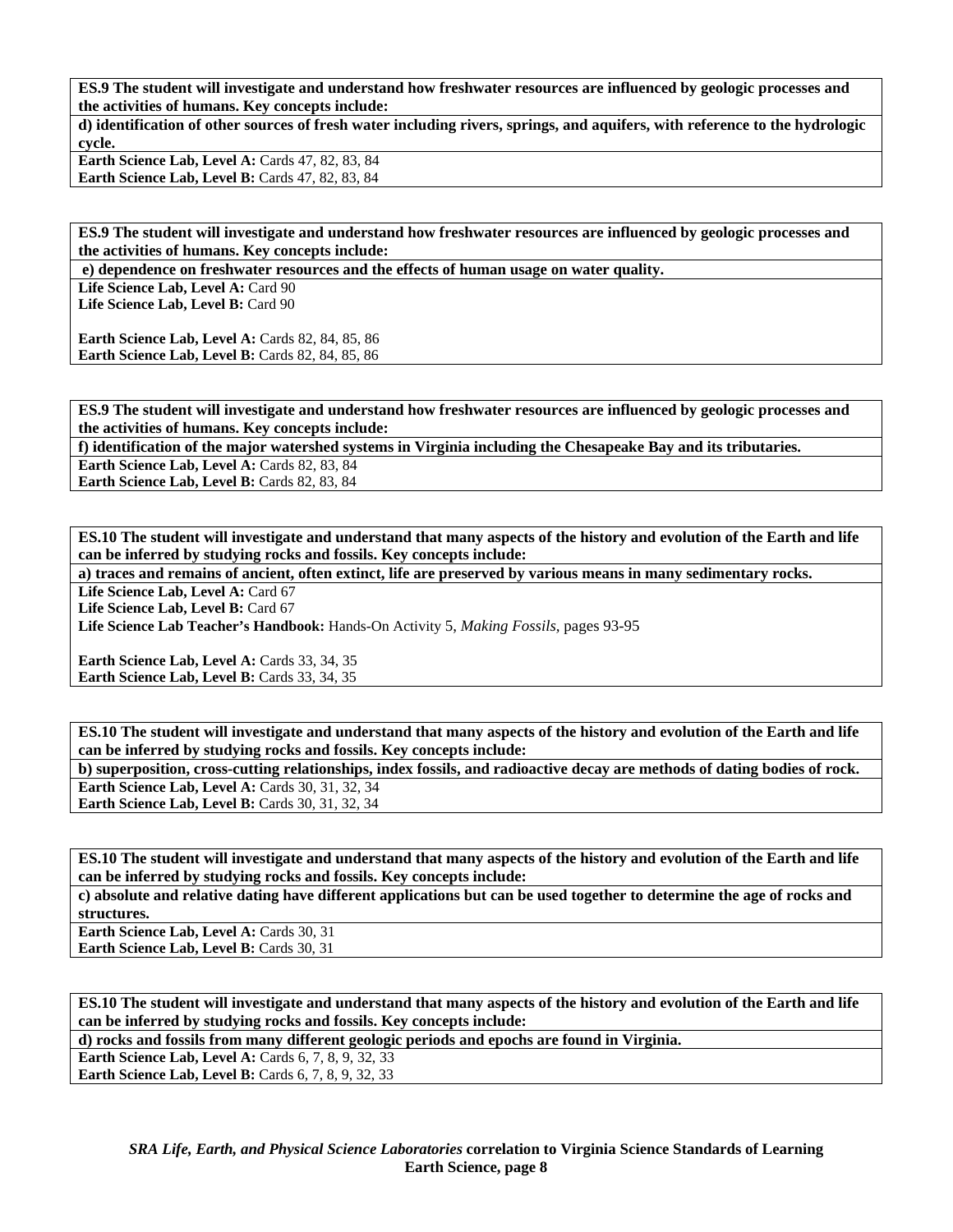**ES.9 The student will investigate and understand how freshwater resources are influenced by geologic processes and the activities of humans. Key concepts include:**

**d) identification of other sources of fresh water including rivers, springs, and aquifers, with reference to the hydrologic cycle.**

**Earth Science Lab, Level A:** Cards 47, 82, 83, 84
**Earth Science Lab, Level B:** Cards 47, 82, 83, 84

**ES.9 The student will investigate and understand how freshwater resources are influenced by geologic processes and the activities of humans. Key concepts include:**

**e) dependence on freshwater resources and the effects of human usage on water quality.**

**Life Science Lab, Level A:** Card 90
**Life Science Lab, Level B:** Card 90

**Earth Science Lab, Level A:** Cards 82, 84, 85, 86
**Earth Science Lab, Level B:** Cards 82, 84, 85, 86

**ES.9 The student will investigate and understand how freshwater resources are influenced by geologic processes and the activities of humans. Key concepts include:**

**f) identification of the major watershed systems in Virginia including the Chesapeake Bay and its tributaries.**

**Earth Science Lab, Level A:** Cards 82, 83, 84
**Earth Science Lab, Level B:** Cards 82, 83, 84

**ES.10 The student will investigate and understand that many aspects of the history and evolution of the Earth and life can be inferred by studying rocks and fossils. Key concepts include:**

**a) traces and remains of ancient, often extinct, life are preserved by various means in many sedimentary rocks.**

**Life Science Lab, Level A:** Card 67
**Life Science Lab, Level B:** Card 67
**Life Science Lab Teacher's Handbook:** Hands-On Activity 5, *Making Fossils,* pages 93-95

**Earth Science Lab, Level A:** Cards 33, 34, 35
**Earth Science Lab, Level B:** Cards 33, 34, 35

**ES.10 The student will investigate and understand that many aspects of the history and evolution of the Earth and life can be inferred by studying rocks and fossils. Key concepts include:**

**b) superposition, cross-cutting relationships, index fossils, and radioactive decay are methods of dating bodies of rock.**

**Earth Science Lab, Level A:** Cards 30, 31, 32, 34
**Earth Science Lab, Level B:** Cards 30, 31, 32, 34

**ES.10 The student will investigate and understand that many aspects of the history and evolution of the Earth and life can be inferred by studying rocks and fossils. Key concepts include:**

**c) absolute and relative dating have different applications but can be used together to determine the age of rocks and structures.**

**Earth Science Lab, Level A:** Cards 30, 31
**Earth Science Lab, Level B:** Cards 30, 31

**ES.10 The student will investigate and understand that many aspects of the history and evolution of the Earth and life can be inferred by studying rocks and fossils. Key concepts include:**

**d) rocks and fossils from many different geologic periods and epochs are found in Virginia.**

**Earth Science Lab, Level A:** Cards 6, 7, 8, 9, 32, 33
**Earth Science Lab, Level B:** Cards 6, 7, 8, 9, 32, 33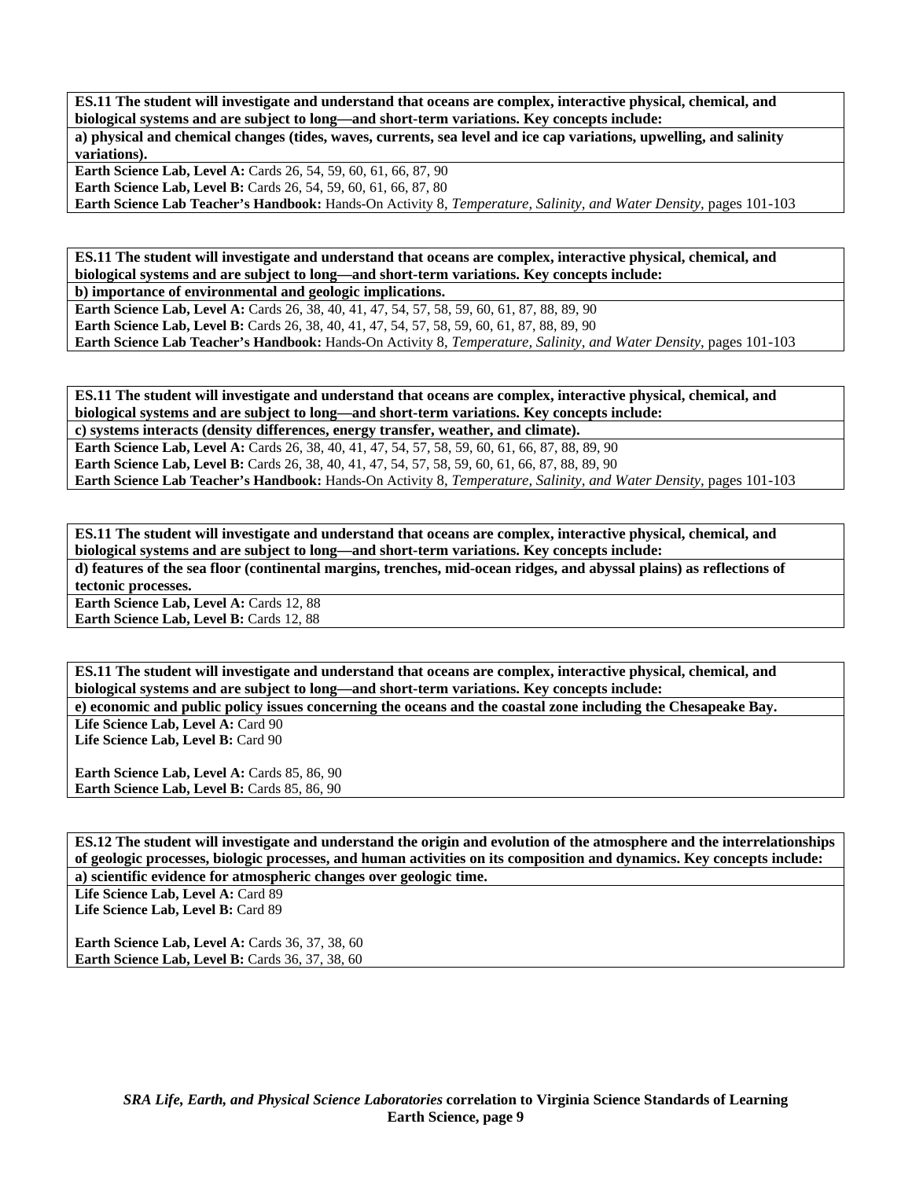**ES.11 The student will investigate and understand that oceans are complex, interactive physical, chemical, and biological systems and are subject to long—and short-term variations. Key concepts include:**

**a) physical and chemical changes (tides, waves, currents, sea level and ice cap variations, upwelling, and salinity variations).**

**Earth Science Lab, Level A:** Cards 26, 54, 59, 60, 61, 66, 87, 90
**Earth Science Lab, Level B:** Cards 26, 54, 59, 60, 61, 66, 87, 80
**Earth Science Lab Teacher's Handbook:** Hands-On Activity 8, *Temperature, Salinity, and Water Density,* pages 101-103

**ES.11 The student will investigate and understand that oceans are complex, interactive physical, chemical, and biological systems and are subject to long—and short-term variations. Key concepts include:**

**b) importance of environmental and geologic implications.**

**Earth Science Lab, Level A:** Cards 26, 38, 40, 41, 47, 54, 57, 58, 59, 60, 61, 87, 88, 89, 90
**Earth Science Lab, Level B:** Cards 26, 38, 40, 41, 47, 54, 57, 58, 59, 60, 61, 87, 88, 89, 90
**Earth Science Lab Teacher's Handbook:** Hands-On Activity 8, *Temperature, Salinity, and Water Density,* pages 101-103

**ES.11 The student will investigate and understand that oceans are complex, interactive physical, chemical, and biological systems and are subject to long—and short-term variations. Key concepts include:**

**c) systems interacts (density differences, energy transfer, weather, and climate).**

**Earth Science Lab, Level A:** Cards 26, 38, 40, 41, 47, 54, 57, 58, 59, 60, 61, 66, 87, 88, 89, 90
**Earth Science Lab, Level B:** Cards 26, 38, 40, 41, 47, 54, 57, 58, 59, 60, 61, 66, 87, 88, 89, 90
**Earth Science Lab Teacher's Handbook:** Hands-On Activity 8, *Temperature, Salinity, and Water Density,* pages 101-103

**ES.11 The student will investigate and understand that oceans are complex, interactive physical, chemical, and biological systems and are subject to long—and short-term variations. Key concepts include:**

**d) features of the sea floor (continental margins, trenches, mid-ocean ridges, and abyssal plains) as reflections of tectonic processes.**

**Earth Science Lab, Level A:** Cards 12, 88
**Earth Science Lab, Level B:** Cards 12, 88

**ES.11 The student will investigate and understand that oceans are complex, interactive physical, chemical, and biological systems and are subject to long—and short-term variations. Key concepts include:**

**e) economic and public policy issues concerning the oceans and the coastal zone including the Chesapeake Bay.**

**Life Science Lab, Level A:** Card 90
**Life Science Lab, Level B:** Card 90

**Earth Science Lab, Level A:** Cards 85, 86, 90
**Earth Science Lab, Level B:** Cards 85, 86, 90

**ES.12 The student will investigate and understand the origin and evolution of the atmosphere and the interrelationships of geologic processes, biologic processes, and human activities on its composition and dynamics. Key concepts include:**

**a) scientific evidence for atmospheric changes over geologic time.**

**Life Science Lab, Level A:** Card 89
**Life Science Lab, Level B:** Card 89

**Earth Science Lab, Level A:** Cards 36, 37, 38, 60
**Earth Science Lab, Level B:** Cards 36, 37, 38, 60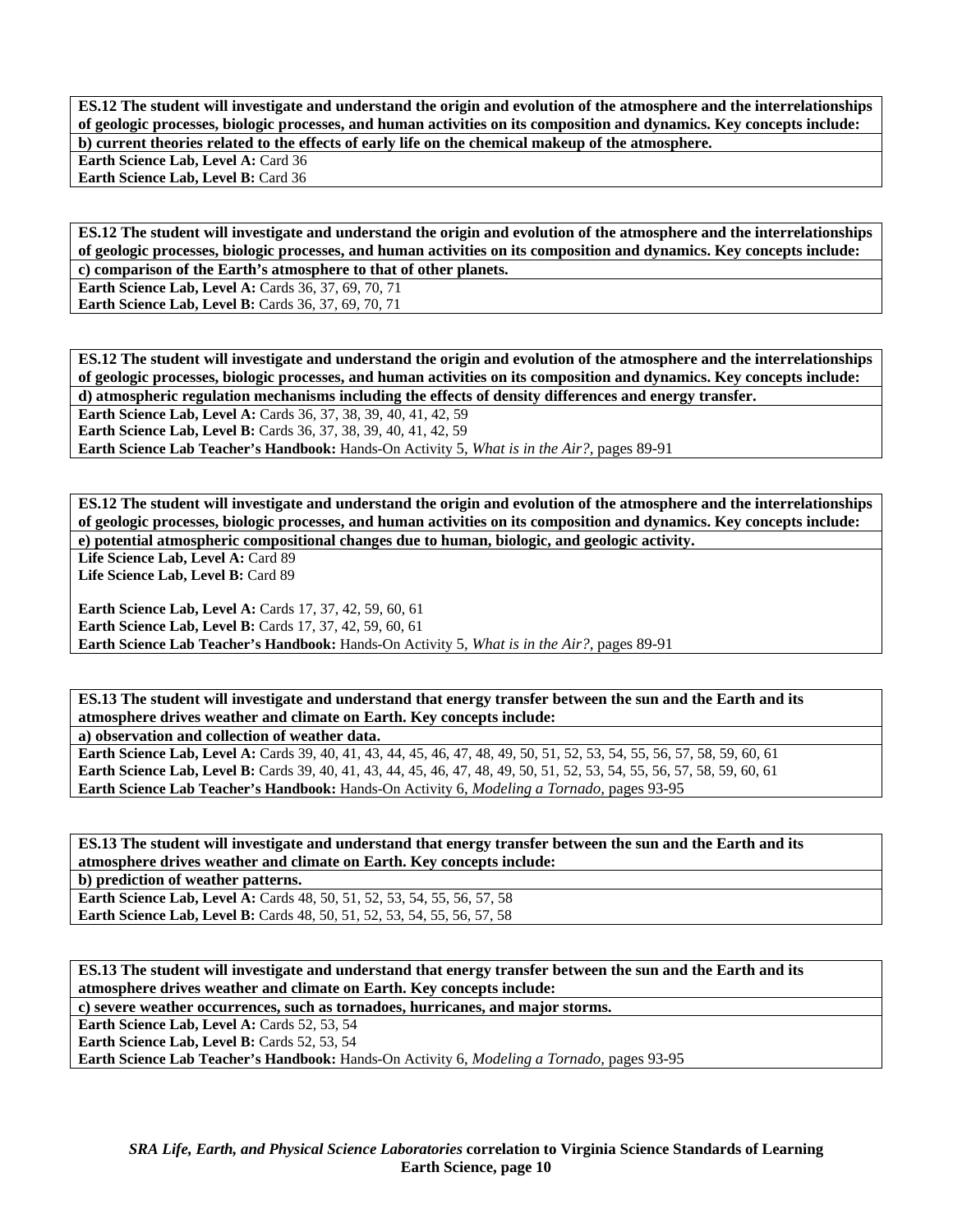**ES.12 The student will investigate and understand the origin and evolution of the atmosphere and the interrelationships of geologic processes, biologic processes, and human activities on its composition and dynamics. Key concepts include:**

**b) current theories related to the effects of early life on the chemical makeup of the atmosphere.**

**Earth Science Lab, Level A:** Card 36
**Earth Science Lab, Level B:** Card 36

**ES.12 The student will investigate and understand the origin and evolution of the atmosphere and the interrelationships of geologic processes, biologic processes, and human activities on its composition and dynamics. Key concepts include:**

**c) comparison of the Earth's atmosphere to that of other planets.**

**Earth Science Lab, Level A:** Cards 36, 37, 69, 70, 71
**Earth Science Lab, Level B:** Cards 36, 37, 69, 70, 71

**ES.12 The student will investigate and understand the origin and evolution of the atmosphere and the interrelationships of geologic processes, biologic processes, and human activities on its composition and dynamics. Key concepts include:**

**d) atmospheric regulation mechanisms including the effects of density differences and energy transfer.**

**Earth Science Lab, Level A:** Cards 36, 37, 38, 39, 40, 41, 42, 59
**Earth Science Lab, Level B:** Cards 36, 37, 38, 39, 40, 41, 42, 59
**Earth Science Lab Teacher's Handbook:** Hands-On Activity 5, *What is in the Air?*, pages 89-91

**ES.12 The student will investigate and understand the origin and evolution of the atmosphere and the interrelationships of geologic processes, biologic processes, and human activities on its composition and dynamics. Key concepts include:**

**e) potential atmospheric compositional changes due to human, biologic, and geologic activity.**

**Life Science Lab, Level A:** Card 89
**Life Science Lab, Level B:** Card 89

**Earth Science Lab, Level A:** Cards 17, 37, 42, 59, 60, 61
**Earth Science Lab, Level B:** Cards 17, 37, 42, 59, 60, 61
**Earth Science Lab Teacher's Handbook:** Hands-On Activity 5, *What is in the Air?*, pages 89-91

**ES.13 The student will investigate and understand that energy transfer between the sun and the Earth and its atmosphere drives weather and climate on Earth. Key concepts include:**

**a) observation and collection of weather data.**

**Earth Science Lab, Level A:** Cards 39, 40, 41, 43, 44, 45, 46, 47, 48, 49, 50, 51, 52, 53, 54, 55, 56, 57, 58, 59, 60, 61
**Earth Science Lab, Level B:** Cards 39, 40, 41, 43, 44, 45, 46, 47, 48, 49, 50, 51, 52, 53, 54, 55, 56, 57, 58, 59, 60, 61
**Earth Science Lab Teacher's Handbook:** Hands-On Activity 6, *Modeling a Tornado*, pages 93-95

**ES.13 The student will investigate and understand that energy transfer between the sun and the Earth and its atmosphere drives weather and climate on Earth. Key concepts include:**

**b) prediction of weather patterns.**

**Earth Science Lab, Level A:** Cards 48, 50, 51, 52, 53, 54, 55, 56, 57, 58
**Earth Science Lab, Level B:** Cards 48, 50, 51, 52, 53, 54, 55, 56, 57, 58

**ES.13 The student will investigate and understand that energy transfer between the sun and the Earth and its atmosphere drives weather and climate on Earth. Key concepts include:**

**c) severe weather occurrences, such as tornadoes, hurricanes, and major storms.**

**Earth Science Lab, Level A:** Cards 52, 53, 54
**Earth Science Lab, Level B:** Cards 52, 53, 54
**Earth Science Lab Teacher's Handbook:** Hands-On Activity 6, *Modeling a Tornado*, pages 93-95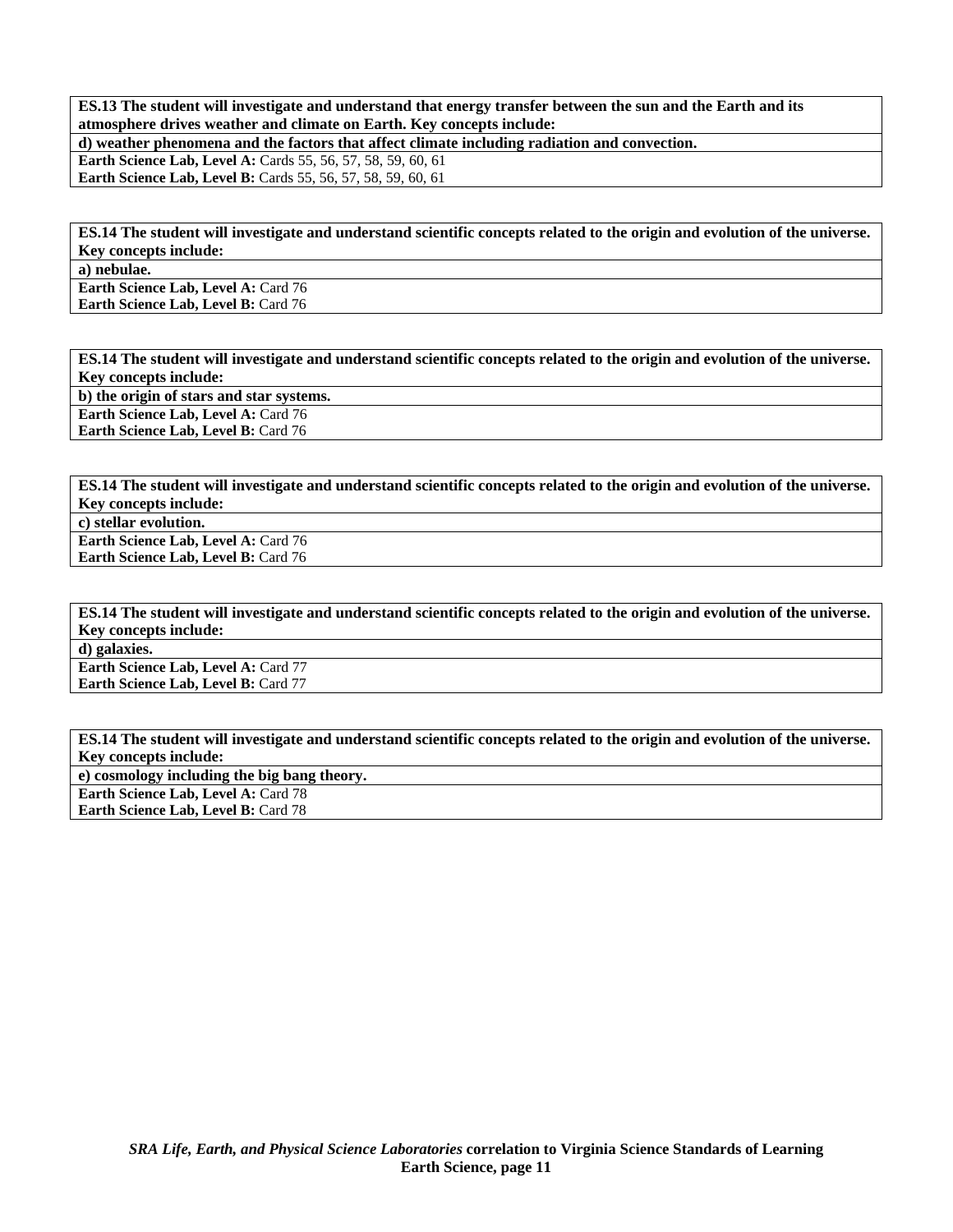**ES.13 The student will investigate and understand that energy transfer between the sun and the Earth and its atmosphere drives weather and climate on Earth. Key concepts include:**

**d) weather phenomena and the factors that affect climate including radiation and convection.**

**Earth Science Lab, Level A:** Cards 55, 56, 57, 58, 59, 60, 61
**Earth Science Lab, Level B:** Cards 55, 56, 57, 58, 59, 60, 61

**ES.14 The student will investigate and understand scientific concepts related to the origin and evolution of the universe. Key concepts include:**

**a) nebulae.**

**Earth Science Lab, Level A:** Card 76
**Earth Science Lab, Level B:** Card 76

**ES.14 The student will investigate and understand scientific concepts related to the origin and evolution of the universe. Key concepts include:**

**b) the origin of stars and star systems.**

**Earth Science Lab, Level A:** Card 76
**Earth Science Lab, Level B:** Card 76

**ES.14 The student will investigate and understand scientific concepts related to the origin and evolution of the universe. Key concepts include:**

**c) stellar evolution.**

**Earth Science Lab, Level A:** Card 76
**Earth Science Lab, Level B:** Card 76

**ES.14 The student will investigate and understand scientific concepts related to the origin and evolution of the universe. Key concepts include:**

**d) galaxies.**

**Earth Science Lab, Level A:** Card 77
**Earth Science Lab, Level B:** Card 77

**ES.14 The student will investigate and understand scientific concepts related to the origin and evolution of the universe. Key concepts include:**

**e) cosmology including the big bang theory.**

**Earth Science Lab, Level A:** Card 78
**Earth Science Lab, Level B:** Card 78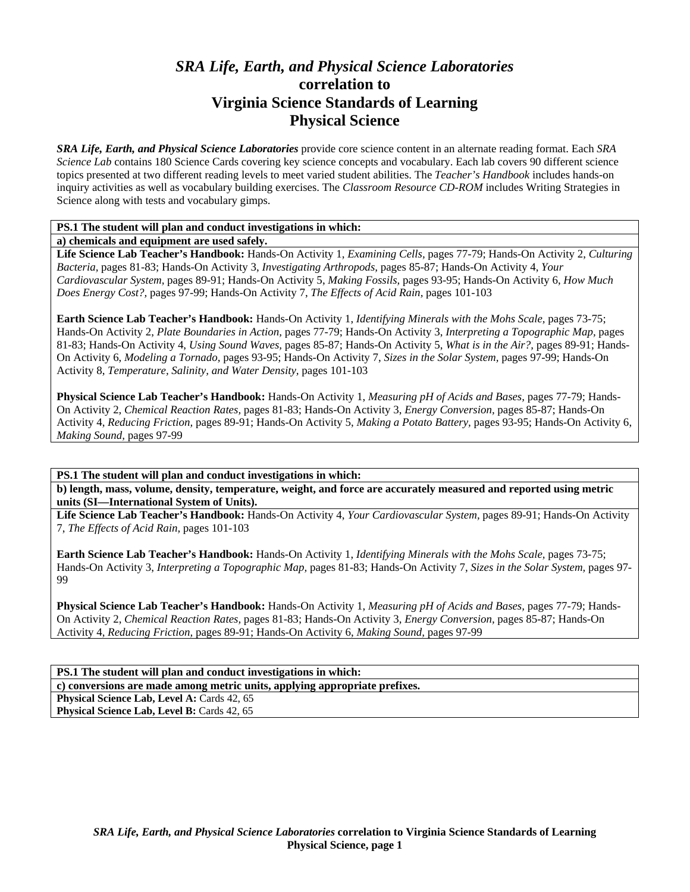# *SRA Life, Earth, and Physical Science Laboratories* correlation to Virginia Science Standards of Learning Physical Science

***SRA Life, Earth, and Physical Science Laboratories*** provide core science content in an alternate reading format. Each *SRA Science Lab* contains 180 Science Cards covering key science concepts and vocabulary. Each lab covers 90 different science topics presented at two different reading levels to meet varied student abilities. The *Teacher's Handbook* includes hands-on inquiry activities as well as vocabulary building exercises. The *Classroom Resource CD-ROM* includes Writing Strategies in Science along with tests and vocabulary gimps.

**PS.1 The student will plan and conduct investigations in which:**

**a) chemicals and equipment are used safely.**

**Life Science Lab Teacher's Handbook:** Hands-On Activity 1, *Examining Cells,* pages 77-79; Hands-On Activity 2, *Culturing Bacteria,* pages 81-83; Hands-On Activity 3, *Investigating Arthropods,* pages 85-87; Hands-On Activity 4, *Your Cardiovascular System,* pages 89-91; Hands-On Activity 5, *Making Fossils,* pages 93-95; Hands-On Activity 6, *How Much Does Energy Cost?,* pages 97-99; Hands-On Activity 7, *The Effects of Acid Rain,* pages 101-103

**Earth Science Lab Teacher's Handbook:** Hands-On Activity 1, *Identifying Minerals with the Mohs Scale,* pages 73-75; Hands-On Activity 2, *Plate Boundaries in Action,* pages 77-79; Hands-On Activity 3, *Interpreting a Topographic Map,* pages 81-83; Hands-On Activity 4, *Using Sound Waves,* pages 85-87; Hands-On Activity 5, *What is in the Air?,* pages 89-91; Hands-On Activity 6, *Modeling a Tornado,* pages 93-95; Hands-On Activity 7, *Sizes in the Solar System,* pages 97-99; Hands-On Activity 8, *Temperature, Salinity, and Water Density,* pages 101-103

**Physical Science Lab Teacher's Handbook:** Hands-On Activity 1, *Measuring pH of Acids and Bases,* pages 77-79; Hands-On Activity 2, *Chemical Reaction Rates,* pages 81-83; Hands-On Activity 3, *Energy Conversion,* pages 85-87; Hands-On Activity 4, *Reducing Friction,* pages 89-91; Hands-On Activity 5, *Making a Potato Battery,* pages 93-95; Hands-On Activity 6, *Making Sound,* pages 97-99

**PS.1 The student will plan and conduct investigations in which:**

**b) length, mass, volume, density, temperature, weight, and force are accurately measured and reported using metric units (SI—International System of Units).**

**Life Science Lab Teacher's Handbook:** Hands-On Activity 4, *Your Cardiovascular System,* pages 89-91; Hands-On Activity 7, *The Effects of Acid Rain,* pages 101-103

**Earth Science Lab Teacher's Handbook:** Hands-On Activity 1, *Identifying Minerals with the Mohs Scale,* pages 73-75; Hands-On Activity 3, *Interpreting a Topographic Map,* pages 81-83; Hands-On Activity 7, *Sizes in the Solar System,* pages 97-99

**Physical Science Lab Teacher's Handbook:** Hands-On Activity 1, *Measuring pH of Acids and Bases,* pages 77-79; Hands-On Activity 2, *Chemical Reaction Rates,* pages 81-83; Hands-On Activity 3, *Energy Conversion,* pages 85-87; Hands-On Activity 4, *Reducing Friction,* pages 89-91; Hands-On Activity 6, *Making Sound,* pages 97-99

**PS.1 The student will plan and conduct investigations in which:**

**c) conversions are made among metric units, applying appropriate prefixes.**

**Physical Science Lab, Level A:** Cards 42, 65
**Physical Science Lab, Level B:** Cards 42, 65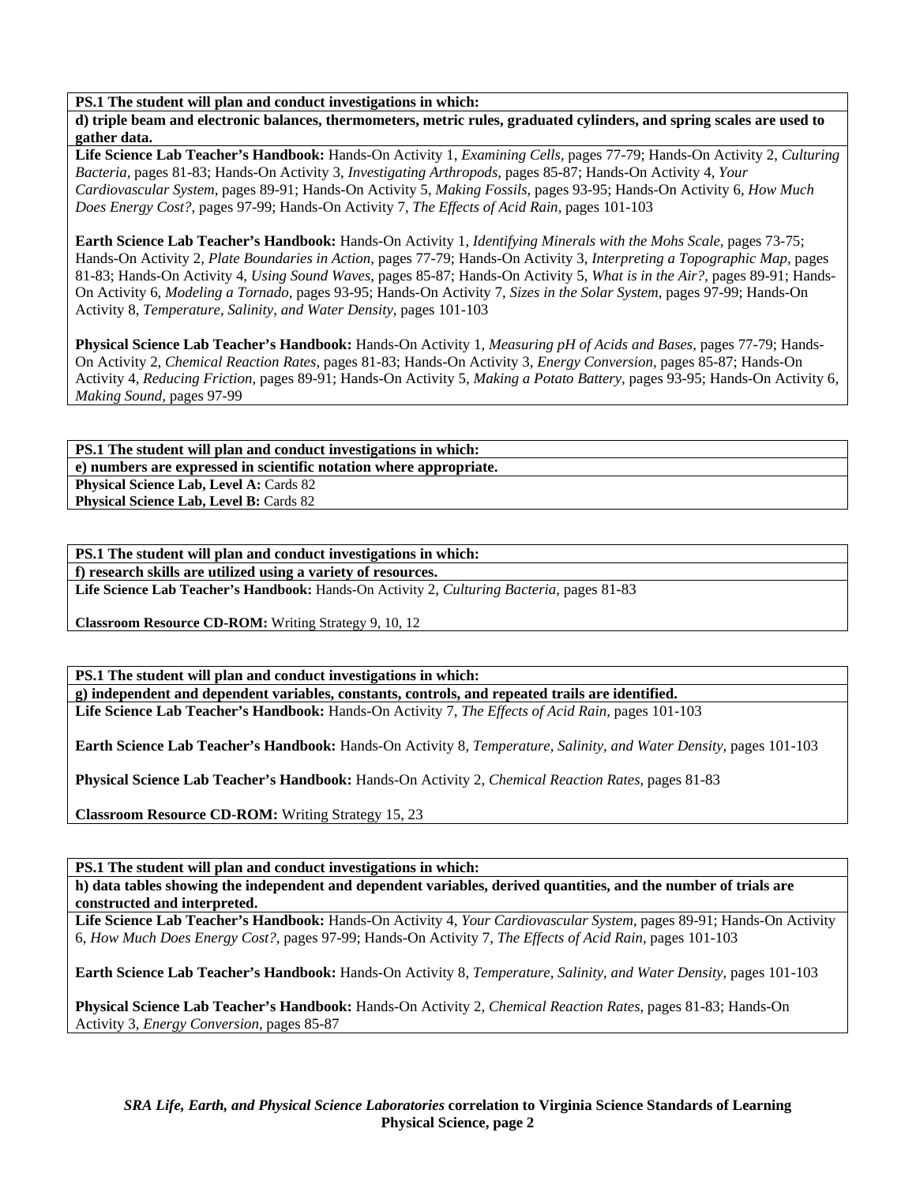**PS.1 The student will plan and conduct investigations in which:**

**d) triple beam and electronic balances, thermometers, metric rules, graduated cylinders, and spring scales are used to gather data.**

**Life Science Lab Teacher's Handbook:** Hands-On Activity 1, *Examining Cells,* pages 77-79; Hands-On Activity 2, *Culturing Bacteria,* pages 81-83; Hands-On Activity 3, *Investigating Arthropods,* pages 85-87; Hands-On Activity 4, *Your Cardiovascular System,* pages 89-91; Hands-On Activity 5, *Making Fossils,* pages 93-95; Hands-On Activity 6, *How Much Does Energy Cost?,* pages 97-99; Hands-On Activity 7, *The Effects of Acid Rain,* pages 101-103

**Earth Science Lab Teacher's Handbook:** Hands-On Activity 1, *Identifying Minerals with the Mohs Scale,* pages 73-75; Hands-On Activity 2, *Plate Boundaries in Action,* pages 77-79; Hands-On Activity 3, *Interpreting a Topographic Map,* pages 81-83; Hands-On Activity 4, *Using Sound Waves,* pages 85-87; Hands-On Activity 5, *What is in the Air?,* pages 89-91; Hands-On Activity 6, *Modeling a Tornado,* pages 93-95; Hands-On Activity 7, *Sizes in the Solar System,* pages 97-99; Hands-On Activity 8, *Temperature, Salinity, and Water Density,* pages 101-103

**Physical Science Lab Teacher's Handbook:** Hands-On Activity 1, *Measuring pH of Acids and Bases,* pages 77-79; Hands-On Activity 2, *Chemical Reaction Rates,* pages 81-83; Hands-On Activity 3, *Energy Conversion,* pages 85-87; Hands-On Activity 4, *Reducing Friction,* pages 89-91; Hands-On Activity 5, *Making a Potato Battery,* pages 93-95; Hands-On Activity 6, *Making Sound,* pages 97-99

**PS.1 The student will plan and conduct investigations in which:**

**e) numbers are expressed in scientific notation where appropriate.**

**Physical Science Lab, Level A:** Cards 82

**Physical Science Lab, Level B:** Cards 82

**PS.1 The student will plan and conduct investigations in which:**

**f) research skills are utilized using a variety of resources.**

**Life Science Lab Teacher's Handbook:** Hands-On Activity 2, *Culturing Bacteria,* pages 81-83

**Classroom Resource CD-ROM:** Writing Strategy 9, 10, 12

**PS.1 The student will plan and conduct investigations in which:**

**g) independent and dependent variables, constants, controls, and repeated trails are identified.**

**Life Science Lab Teacher's Handbook:** Hands-On Activity 7, *The Effects of Acid Rain,* pages 101-103

**Earth Science Lab Teacher's Handbook:** Hands-On Activity 8, *Temperature, Salinity, and Water Density,* pages 101-103

**Physical Science Lab Teacher's Handbook:** Hands-On Activity 2, *Chemical Reaction Rates,* pages 81-83

**Classroom Resource CD-ROM:** Writing Strategy 15, 23

**PS.1 The student will plan and conduct investigations in which:**

**h) data tables showing the independent and dependent variables, derived quantities, and the number of trials are constructed and interpreted.**

**Life Science Lab Teacher's Handbook:** Hands-On Activity 4, *Your Cardiovascular System,* pages 89-91; Hands-On Activity 6, *How Much Does Energy Cost?,* pages 97-99; Hands-On Activity 7, *The Effects of Acid Rain,* pages 101-103

**Earth Science Lab Teacher's Handbook:** Hands-On Activity 8, *Temperature, Salinity, and Water Density,* pages 101-103

**Physical Science Lab Teacher's Handbook:** Hands-On Activity 2, *Chemical Reaction Rates,* pages 81-83; Hands-On Activity 3, *Energy Conversion,* pages 85-87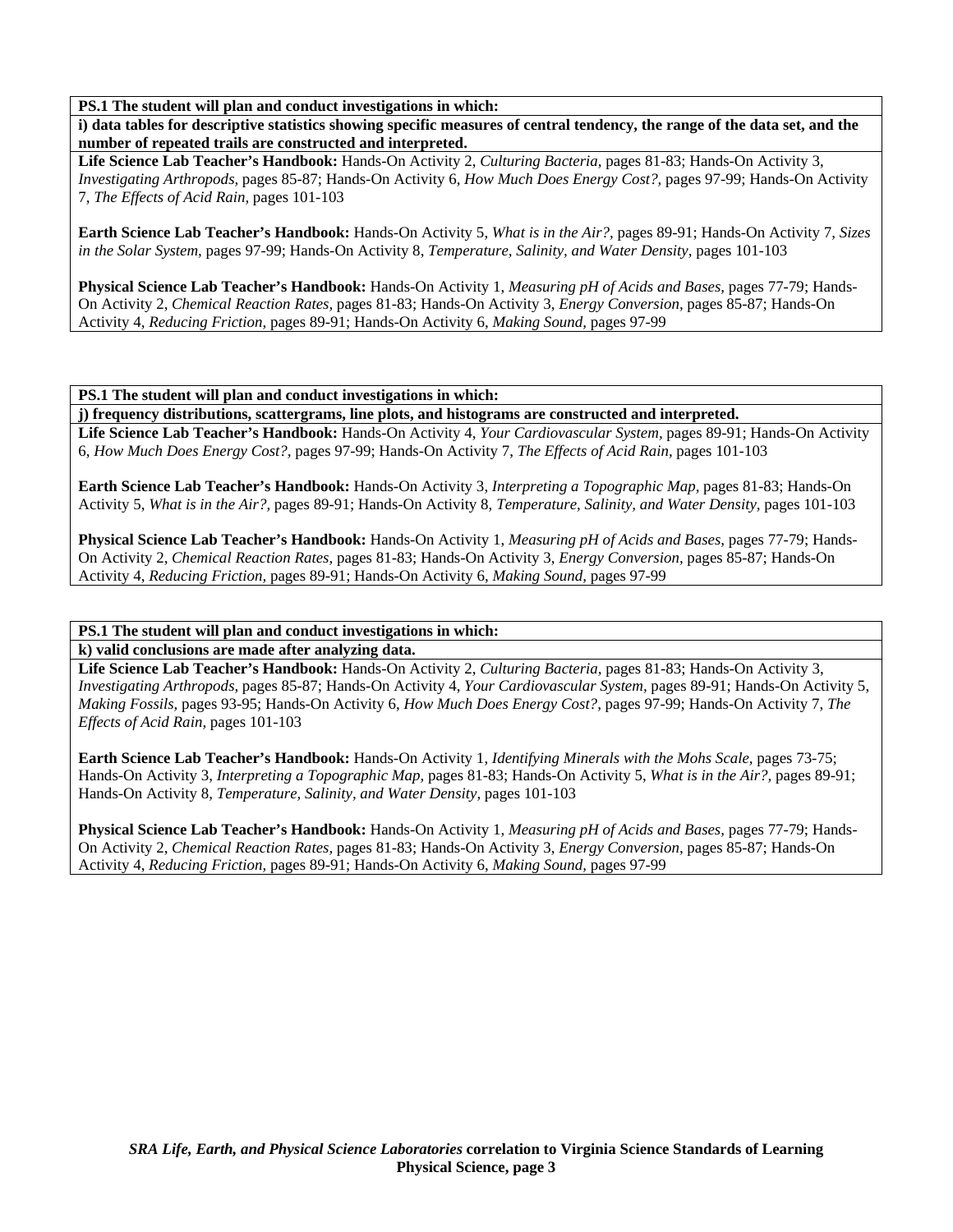**PS.1 The student will plan and conduct investigations in which:**

**i) data tables for descriptive statistics showing specific measures of central tendency, the range of the data set, and the number of repeated trails are constructed and interpreted.**

**Life Science Lab Teacher's Handbook:** Hands-On Activity 2, *Culturing Bacteria,* pages 81-83; Hands-On Activity 3, *Investigating Arthropods,* pages 85-87; Hands-On Activity 6, *How Much Does Energy Cost?,* pages 97-99; Hands-On Activity 7, *The Effects of Acid Rain,* pages 101-103

**Earth Science Lab Teacher's Handbook:** Hands-On Activity 5, *What is in the Air?,* pages 89-91; Hands-On Activity 7, *Sizes in the Solar System,* pages 97-99; Hands-On Activity 8, *Temperature, Salinity, and Water Density,* pages 101-103

**Physical Science Lab Teacher's Handbook:** Hands-On Activity 1, *Measuring pH of Acids and Bases,* pages 77-79; Hands-On Activity 2, *Chemical Reaction Rates,* pages 81-83; Hands-On Activity 3, *Energy Conversion,* pages 85-87; Hands-On Activity 4, *Reducing Friction,* pages 89-91; Hands-On Activity 6, *Making Sound,* pages 97-99

**PS.1 The student will plan and conduct investigations in which:**

**j) frequency distributions, scattergrams, line plots, and histograms are constructed and interpreted.**

**Life Science Lab Teacher's Handbook:** Hands-On Activity 4, *Your Cardiovascular System,* pages 89-91; Hands-On Activity 6, *How Much Does Energy Cost?,* pages 97-99; Hands-On Activity 7, *The Effects of Acid Rain,* pages 101-103

**Earth Science Lab Teacher's Handbook:** Hands-On Activity 3, *Interpreting a Topographic Map,* pages 81-83; Hands-On Activity 5, *What is in the Air?,* pages 89-91; Hands-On Activity 8, *Temperature, Salinity, and Water Density,* pages 101-103

**Physical Science Lab Teacher's Handbook:** Hands-On Activity 1, *Measuring pH of Acids and Bases,* pages 77-79; Hands-On Activity 2, *Chemical Reaction Rates,* pages 81-83; Hands-On Activity 3, *Energy Conversion,* pages 85-87; Hands-On Activity 4, *Reducing Friction,* pages 89-91; Hands-On Activity 6, *Making Sound,* pages 97-99

**PS.1 The student will plan and conduct investigations in which:**

**k) valid conclusions are made after analyzing data.**

**Life Science Lab Teacher's Handbook:** Hands-On Activity 2, *Culturing Bacteria,* pages 81-83; Hands-On Activity 3, *Investigating Arthropods,* pages 85-87; Hands-On Activity 4, *Your Cardiovascular System,* pages 89-91; Hands-On Activity 5, *Making Fossils,* pages 93-95; Hands-On Activity 6, *How Much Does Energy Cost?,* pages 97-99; Hands-On Activity 7, *The Effects of Acid Rain,* pages 101-103

**Earth Science Lab Teacher's Handbook:** Hands-On Activity 1, *Identifying Minerals with the Mohs Scale,* pages 73-75; Hands-On Activity 3, *Interpreting a Topographic Map,* pages 81-83; Hands-On Activity 5, *What is in the Air?,* pages 89-91; Hands-On Activity 8, *Temperature, Salinity, and Water Density,* pages 101-103

**Physical Science Lab Teacher's Handbook:** Hands-On Activity 1, *Measuring pH of Acids and Bases,* pages 77-79; Hands-On Activity 2, *Chemical Reaction Rates,* pages 81-83; Hands-On Activity 3, *Energy Conversion,* pages 85-87; Hands-On Activity 4, *Reducing Friction,* pages 89-91; Hands-On Activity 6, *Making Sound,* pages 97-99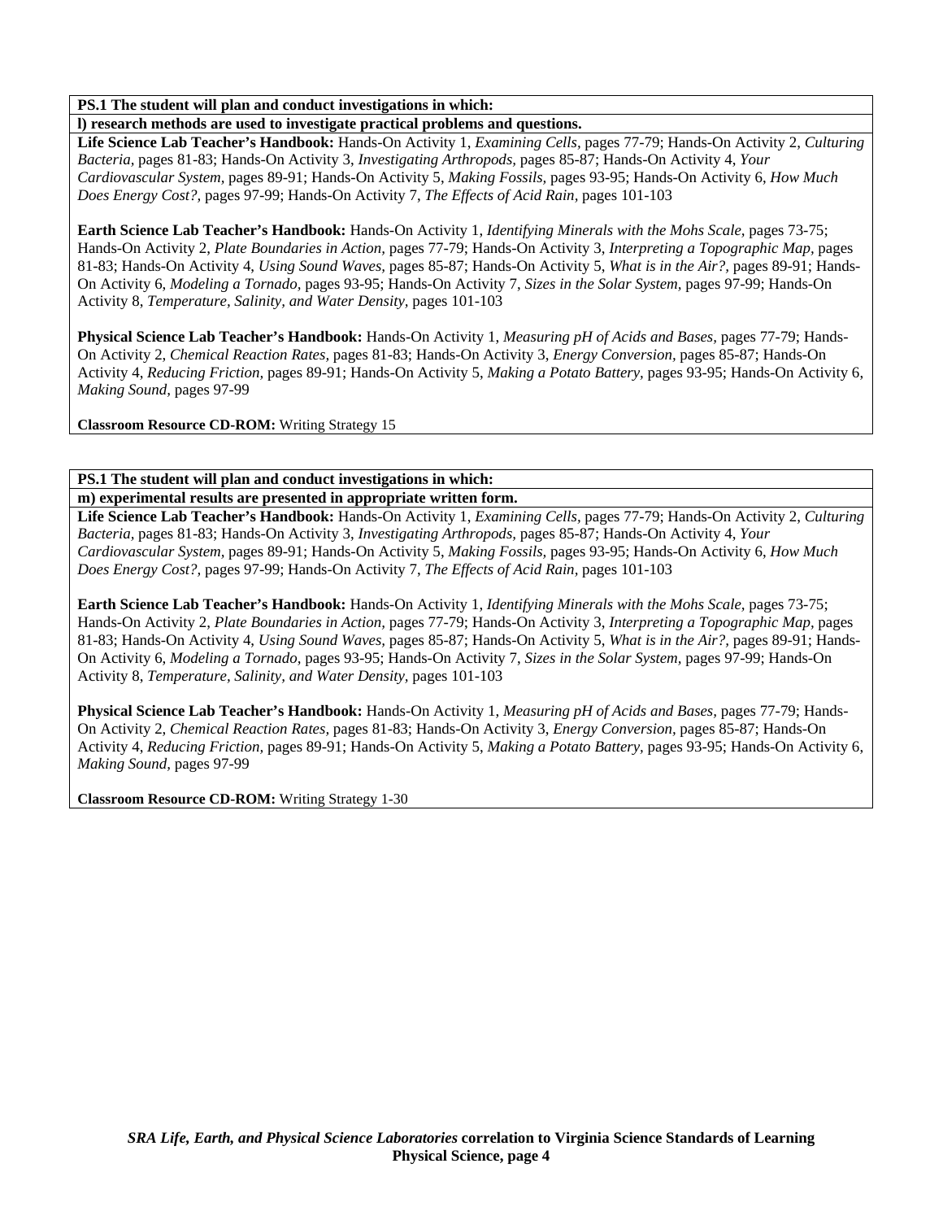**PS.1 The student will plan and conduct investigations in which:**

**l) research methods are used to investigate practical problems and questions.**

**Life Science Lab Teacher's Handbook:** Hands-On Activity 1, *Examining Cells,* pages 77-79; Hands-On Activity 2, *Culturing Bacteria,* pages 81-83; Hands-On Activity 3, *Investigating Arthropods,* pages 85-87; Hands-On Activity 4, *Your Cardiovascular System,* pages 89-91; Hands-On Activity 5, *Making Fossils,* pages 93-95; Hands-On Activity 6, *How Much Does Energy Cost?,* pages 97-99; Hands-On Activity 7, *The Effects of Acid Rain,* pages 101-103

**Earth Science Lab Teacher's Handbook:** Hands-On Activity 1, *Identifying Minerals with the Mohs Scale,* pages 73-75; Hands-On Activity 2, *Plate Boundaries in Action,* pages 77-79; Hands-On Activity 3, *Interpreting a Topographic Map,* pages 81-83; Hands-On Activity 4, *Using Sound Waves,* pages 85-87; Hands-On Activity 5, *What is in the Air?,* pages 89-91; Hands-On Activity 6, *Modeling a Tornado,* pages 93-95; Hands-On Activity 7, *Sizes in the Solar System,* pages 97-99; Hands-On Activity 8, *Temperature, Salinity, and Water Density,* pages 101-103

**Physical Science Lab Teacher's Handbook:** Hands-On Activity 1, *Measuring pH of Acids and Bases,* pages 77-79; Hands-On Activity 2, *Chemical Reaction Rates,* pages 81-83; Hands-On Activity 3, *Energy Conversion,* pages 85-87; Hands-On Activity 4, *Reducing Friction,* pages 89-91; Hands-On Activity 5, *Making a Potato Battery,* pages 93-95; Hands-On Activity 6, *Making Sound,* pages 97-99

**Classroom Resource CD-ROM:** Writing Strategy 15

**PS.1 The student will plan and conduct investigations in which:**

**m) experimental results are presented in appropriate written form.**

**Life Science Lab Teacher's Handbook:** Hands-On Activity 1, *Examining Cells,* pages 77-79; Hands-On Activity 2, *Culturing Bacteria,* pages 81-83; Hands-On Activity 3, *Investigating Arthropods,* pages 85-87; Hands-On Activity 4, *Your Cardiovascular System,* pages 89-91; Hands-On Activity 5, *Making Fossils,* pages 93-95; Hands-On Activity 6, *How Much Does Energy Cost?,* pages 97-99; Hands-On Activity 7, *The Effects of Acid Rain,* pages 101-103

**Earth Science Lab Teacher's Handbook:** Hands-On Activity 1, *Identifying Minerals with the Mohs Scale,* pages 73-75; Hands-On Activity 2, *Plate Boundaries in Action,* pages 77-79; Hands-On Activity 3, *Interpreting a Topographic Map,* pages 81-83; Hands-On Activity 4, *Using Sound Waves,* pages 85-87; Hands-On Activity 5, *What is in the Air?,* pages 89-91; Hands-On Activity 6, *Modeling a Tornado,* pages 93-95; Hands-On Activity 7, *Sizes in the Solar System,* pages 97-99; Hands-On Activity 8, *Temperature, Salinity, and Water Density,* pages 101-103

**Physical Science Lab Teacher's Handbook:** Hands-On Activity 1, *Measuring pH of Acids and Bases,* pages 77-79; Hands-On Activity 2, *Chemical Reaction Rates,* pages 81-83; Hands-On Activity 3, *Energy Conversion,* pages 85-87; Hands-On Activity 4, *Reducing Friction,* pages 89-91; Hands-On Activity 5, *Making a Potato Battery,* pages 93-95; Hands-On Activity 6, *Making Sound,* pages 97-99

**Classroom Resource CD-ROM:** Writing Strategy 1-30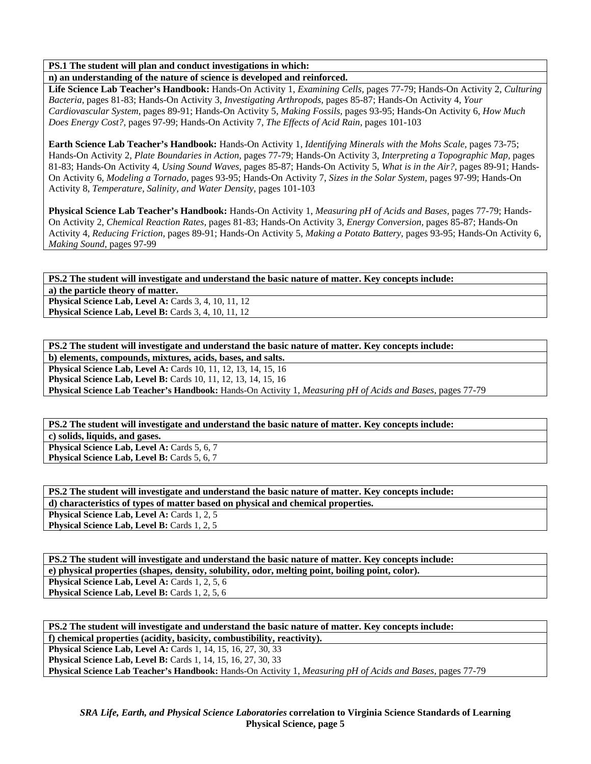**PS.1 The student will plan and conduct investigations in which:**

**n) an understanding of the nature of science is developed and reinforced.**

**Life Science Lab Teacher's Handbook:** Hands-On Activity 1, *Examining Cells,* pages 77-79; Hands-On Activity 2, *Culturing Bacteria,* pages 81-83; Hands-On Activity 3, *Investigating Arthropods,* pages 85-87; Hands-On Activity 4, *Your Cardiovascular System,* pages 89-91; Hands-On Activity 5, *Making Fossils,* pages 93-95; Hands-On Activity 6, *How Much Does Energy Cost?,* pages 97-99; Hands-On Activity 7, *The Effects of Acid Rain,* pages 101-103

**Earth Science Lab Teacher's Handbook:** Hands-On Activity 1, *Identifying Minerals with the Mohs Scale,* pages 73-75; Hands-On Activity 2, *Plate Boundaries in Action,* pages 77-79; Hands-On Activity 3, *Interpreting a Topographic Map,* pages 81-83; Hands-On Activity 4, *Using Sound Waves,* pages 85-87; Hands-On Activity 5, *What is in the Air?,* pages 89-91; Hands-On Activity 6, *Modeling a Tornado,* pages 93-95; Hands-On Activity 7, *Sizes in the Solar System,* pages 97-99; Hands-On Activity 8, *Temperature, Salinity, and Water Density,* pages 101-103

**Physical Science Lab Teacher's Handbook:** Hands-On Activity 1, *Measuring pH of Acids and Bases,* pages 77-79; Hands-On Activity 2, *Chemical Reaction Rates,* pages 81-83; Hands-On Activity 3, *Energy Conversion,* pages 85-87; Hands-On Activity 4, *Reducing Friction,* pages 89-91; Hands-On Activity 5, *Making a Potato Battery,* pages 93-95; Hands-On Activity 6, *Making Sound,* pages 97-99

**PS.2 The student will investigate and understand the basic nature of matter. Key concepts include:**

**a) the particle theory of matter.**

**Physical Science Lab, Level A:** Cards 3, 4, 10, 11, 12
**Physical Science Lab, Level B:** Cards 3, 4, 10, 11, 12

**PS.2 The student will investigate and understand the basic nature of matter. Key concepts include:**

**b) elements, compounds, mixtures, acids, bases, and salts.**

**Physical Science Lab, Level A:** Cards 10, 11, 12, 13, 14, 15, 16
**Physical Science Lab, Level B:** Cards 10, 11, 12, 13, 14, 15, 16
**Physical Science Lab Teacher's Handbook:** Hands-On Activity 1, *Measuring pH of Acids and Bases,* pages 77-79

**PS.2 The student will investigate and understand the basic nature of matter. Key concepts include:**

**c) solids, liquids, and gases.**

**Physical Science Lab, Level A:** Cards 5, 6, 7
**Physical Science Lab, Level B:** Cards 5, 6, 7

**PS.2 The student will investigate and understand the basic nature of matter. Key concepts include:**

**d) characteristics of types of matter based on physical and chemical properties.**

**Physical Science Lab, Level A:** Cards 1, 2, 5
**Physical Science Lab, Level B:** Cards 1, 2, 5

**PS.2 The student will investigate and understand the basic nature of matter. Key concepts include:**

**e) physical properties (shapes, density, solubility, odor, melting point, boiling point, color).**

**Physical Science Lab, Level A:** Cards 1, 2, 5, 6
**Physical Science Lab, Level B:** Cards 1, 2, 5, 6

**PS.2 The student will investigate and understand the basic nature of matter. Key concepts include:**

**f) chemical properties (acidity, basicity, combustibility, reactivity).**

**Physical Science Lab, Level A:** Cards 1, 14, 15, 16, 27, 30, 33
**Physical Science Lab, Level B:** Cards 1, 14, 15, 16, 27, 30, 33
**Physical Science Lab Teacher's Handbook:** Hands-On Activity 1, *Measuring pH of Acids and Bases,* pages 77-79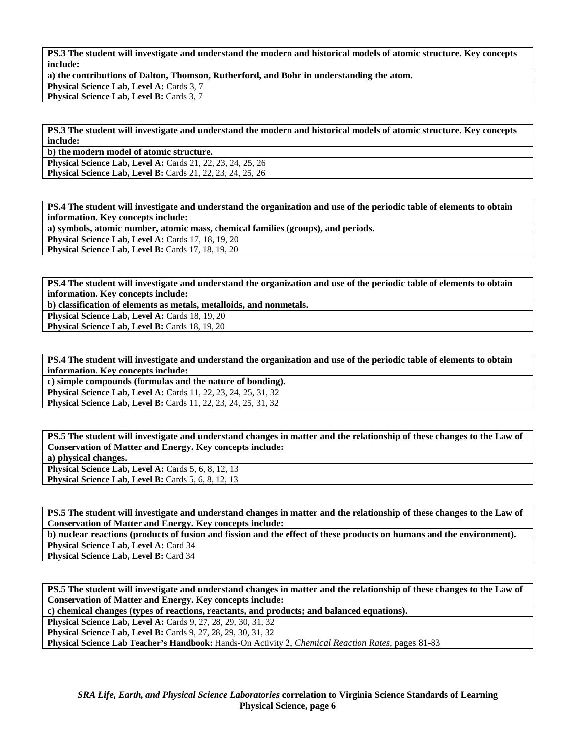**PS.3 The student will investigate and understand the modern and historical models of atomic structure. Key concepts include:**

**a) the contributions of Dalton, Thomson, Rutherford, and Bohr in understanding the atom.**

**Physical Science Lab, Level A:** Cards 3, 7
**Physical Science Lab, Level B:** Cards 3, 7

**PS.3 The student will investigate and understand the modern and historical models of atomic structure. Key concepts include:**

**b) the modern model of atomic structure.**

**Physical Science Lab, Level A:** Cards 21, 22, 23, 24, 25, 26
**Physical Science Lab, Level B:** Cards 21, 22, 23, 24, 25, 26

**PS.4 The student will investigate and understand the organization and use of the periodic table of elements to obtain information. Key concepts include:**

**a) symbols, atomic number, atomic mass, chemical families (groups), and periods.**

**Physical Science Lab, Level A:** Cards 17, 18, 19, 20
**Physical Science Lab, Level B:** Cards 17, 18, 19, 20

**PS.4 The student will investigate and understand the organization and use of the periodic table of elements to obtain information. Key concepts include:**

**b) classification of elements as metals, metalloids, and nonmetals.**

**Physical Science Lab, Level A:** Cards 18, 19, 20
**Physical Science Lab, Level B:** Cards 18, 19, 20

**PS.4 The student will investigate and understand the organization and use of the periodic table of elements to obtain information. Key concepts include:**

**c) simple compounds (formulas and the nature of bonding).**

**Physical Science Lab, Level A:** Cards 11, 22, 23, 24, 25, 31, 32
**Physical Science Lab, Level B:** Cards 11, 22, 23, 24, 25, 31, 32

**PS.5 The student will investigate and understand changes in matter and the relationship of these changes to the Law of Conservation of Matter and Energy. Key concepts include:**

**a) physical changes.**

**Physical Science Lab, Level A:** Cards 5, 6, 8, 12, 13
**Physical Science Lab, Level B:** Cards 5, 6, 8, 12, 13

**PS.5 The student will investigate and understand changes in matter and the relationship of these changes to the Law of Conservation of Matter and Energy. Key concepts include:**

**b) nuclear reactions (products of fusion and fission and the effect of these products on humans and the environment).**

**Physical Science Lab, Level A:** Card 34
**Physical Science Lab, Level B:** Card 34

**PS.5 The student will investigate and understand changes in matter and the relationship of these changes to the Law of Conservation of Matter and Energy. Key concepts include:**

**c) chemical changes (types of reactions, reactants, and products; and balanced equations).**

**Physical Science Lab, Level A:** Cards 9, 27, 28, 29, 30, 31, 32
**Physical Science Lab, Level B:** Cards 9, 27, 28, 29, 30, 31, 32
**Physical Science Lab Teacher's Handbook:** Hands-On Activity 2, *Chemical Reaction Rates*, pages 81-83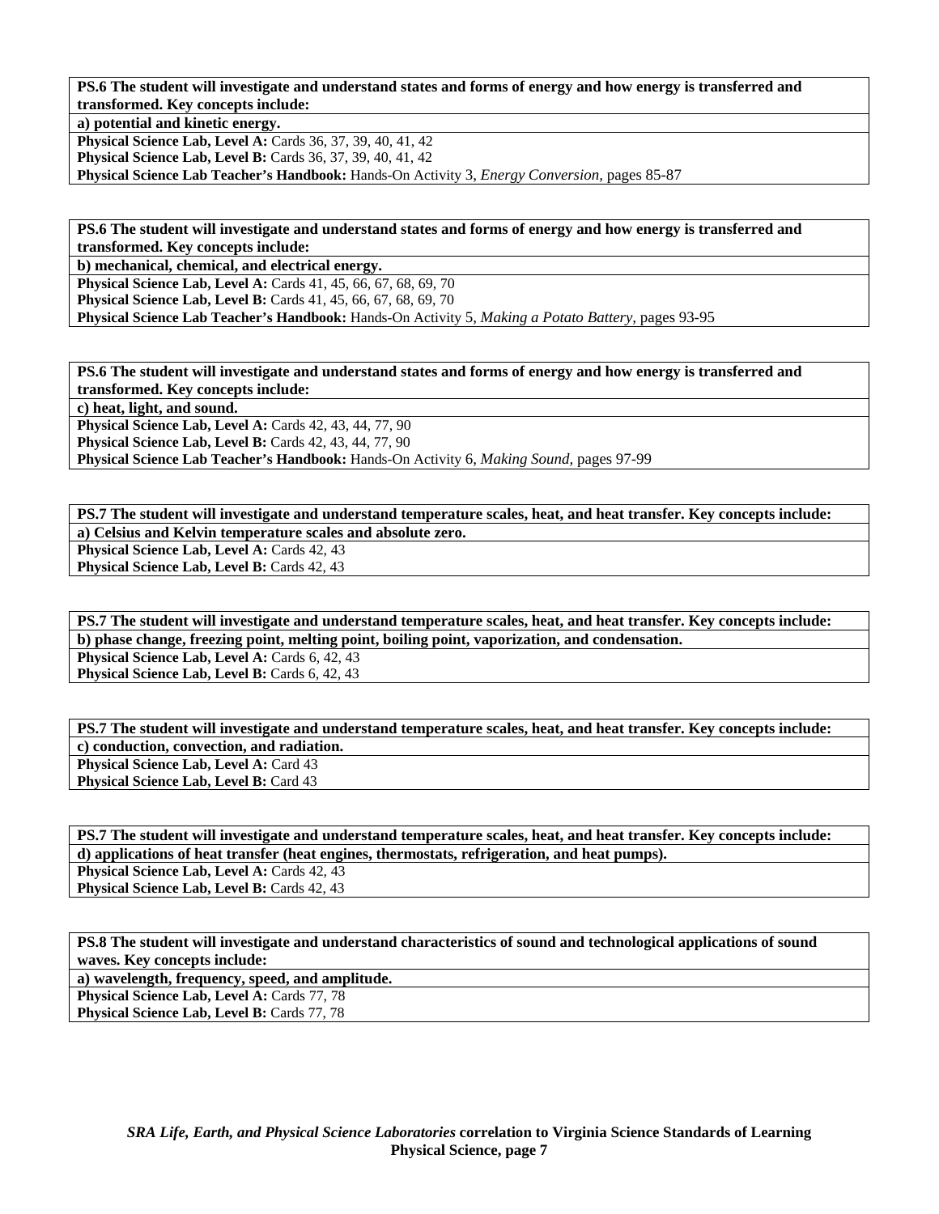**PS.6 The student will investigate and understand states and forms of energy and how energy is transferred and transformed. Key concepts include:**

**a) potential and kinetic energy.**

**Physical Science Lab, Level A:** Cards 36, 37, 39, 40, 41, 42
**Physical Science Lab, Level B:** Cards 36, 37, 39, 40, 41, 42
**Physical Science Lab Teacher's Handbook:** Hands-On Activity 3, *Energy Conversion,* pages 85-87

**PS.6 The student will investigate and understand states and forms of energy and how energy is transferred and transformed. Key concepts include:**

**b) mechanical, chemical, and electrical energy.**

**Physical Science Lab, Level A:** Cards 41, 45, 66, 67, 68, 69, 70
**Physical Science Lab, Level B:** Cards 41, 45, 66, 67, 68, 69, 70
**Physical Science Lab Teacher's Handbook:** Hands-On Activity 5, *Making a Potato Battery,* pages 93-95

**PS.6 The student will investigate and understand states and forms of energy and how energy is transferred and transformed. Key concepts include:**

**c) heat, light, and sound.**

**Physical Science Lab, Level A:** Cards 42, 43, 44, 77, 90
**Physical Science Lab, Level B:** Cards 42, 43, 44, 77, 90
**Physical Science Lab Teacher's Handbook:** Hands-On Activity 6, *Making Sound,* pages 97-99

**PS.7 The student will investigate and understand temperature scales, heat, and heat transfer. Key concepts include:**

**a) Celsius and Kelvin temperature scales and absolute zero.**

**Physical Science Lab, Level A:** Cards 42, 43
**Physical Science Lab, Level B:** Cards 42, 43

**PS.7 The student will investigate and understand temperature scales, heat, and heat transfer. Key concepts include:**

**b) phase change, freezing point, melting point, boiling point, vaporization, and condensation.**

**Physical Science Lab, Level A:** Cards 6, 42, 43
**Physical Science Lab, Level B:** Cards 6, 42, 43

**PS.7 The student will investigate and understand temperature scales, heat, and heat transfer. Key concepts include:**

**c) conduction, convection, and radiation.**

**Physical Science Lab, Level A:** Card 43
**Physical Science Lab, Level B:** Card 43

**PS.7 The student will investigate and understand temperature scales, heat, and heat transfer. Key concepts include:**

**d) applications of heat transfer (heat engines, thermostats, refrigeration, and heat pumps).**

**Physical Science Lab, Level A:** Cards 42, 43
**Physical Science Lab, Level B:** Cards 42, 43

**PS.8 The student will investigate and understand characteristics of sound and technological applications of sound waves. Key concepts include:**

**a) wavelength, frequency, speed, and amplitude.**

**Physical Science Lab, Level A:** Cards 77, 78
**Physical Science Lab, Level B:** Cards 77, 78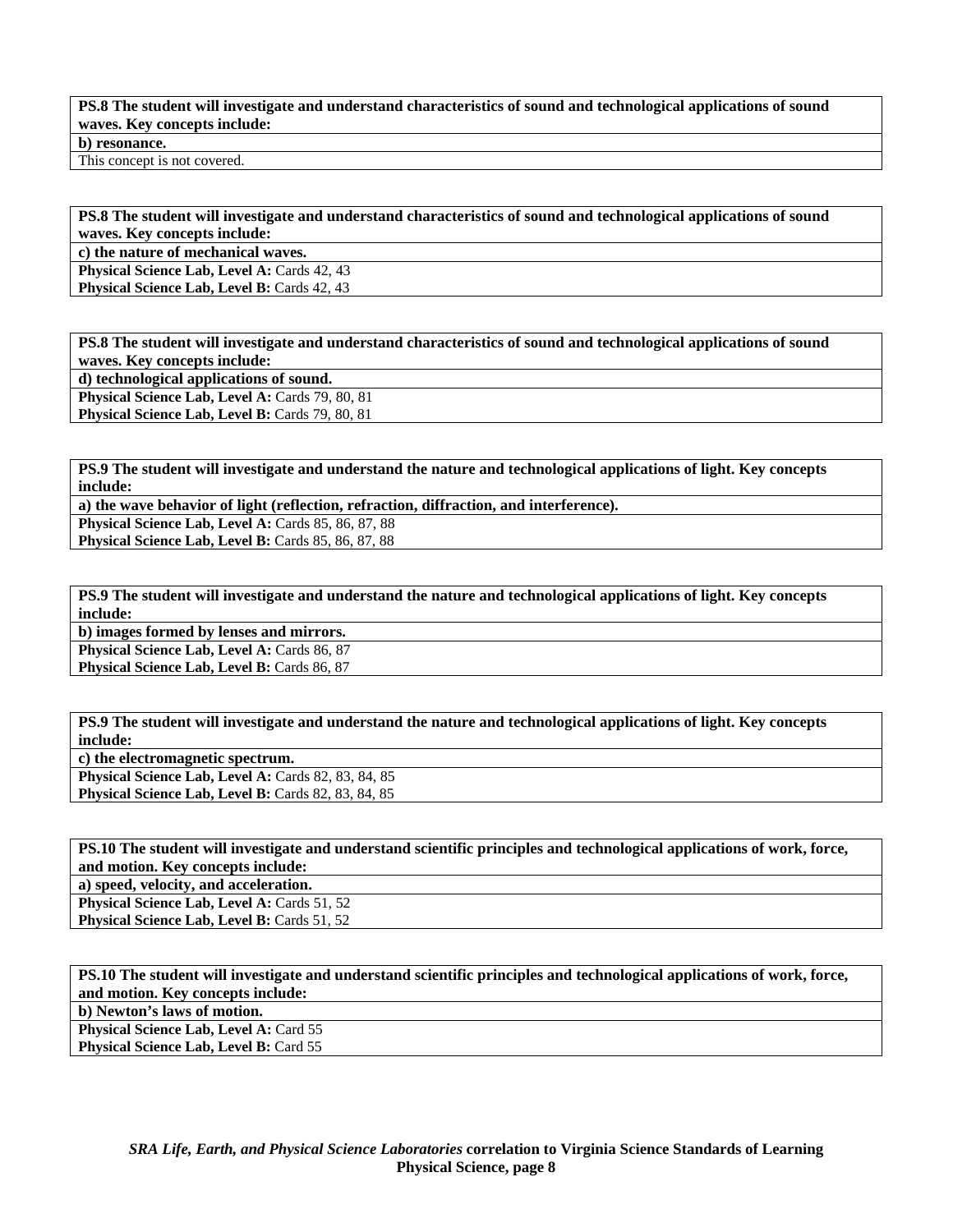| **PS.8 The student will investigate and understand characteristics of sound and technological applications of sound waves. Key concepts include:** |
|---|
| **b) resonance.** |
| This concept is not covered. |

| **PS.8 The student will investigate and understand characteristics of sound and technological applications of sound waves. Key concepts include:** |
|---|
| **c) the nature of mechanical waves.** |
| **Physical Science Lab, Level A:** Cards 42, 43<br>**Physical Science Lab, Level B:** Cards 42, 43 |

| **PS.8 The student will investigate and understand characteristics of sound and technological applications of sound waves. Key concepts include:** |
|---|
| **d) technological applications of sound.** |
| **Physical Science Lab, Level A:** Cards 79, 80, 81<br>**Physical Science Lab, Level B:** Cards 79, 80, 81 |

| **PS.9 The student will investigate and understand the nature and technological applications of light. Key concepts include:** |
|---|
| **a) the wave behavior of light (reflection, refraction, diffraction, and interference).** |
| **Physical Science Lab, Level A:** Cards 85, 86, 87, 88<br>**Physical Science Lab, Level B:** Cards 85, 86, 87, 88 |

| **PS.9 The student will investigate and understand the nature and technological applications of light. Key concepts include:** |
|---|
| **b) images formed by lenses and mirrors.** |
| **Physical Science Lab, Level A:** Cards 86, 87<br>**Physical Science Lab, Level B:** Cards 86, 87 |

| **PS.9 The student will investigate and understand the nature and technological applications of light. Key concepts include:** |
|---|
| **c) the electromagnetic spectrum.** |
| **Physical Science Lab, Level A:** Cards 82, 83, 84, 85<br>**Physical Science Lab, Level B:** Cards 82, 83, 84, 85 |

| **PS.10 The student will investigate and understand scientific principles and technological applications of work, force, and motion. Key concepts include:** |
|---|
| **a) speed, velocity, and acceleration.** |
| **Physical Science Lab, Level A:** Cards 51, 52<br>**Physical Science Lab, Level B:** Cards 51, 52 |

| **PS.10 The student will investigate and understand scientific principles and technological applications of work, force, and motion. Key concepts include:** |
|---|
| **b) Newton's laws of motion.** |
| **Physical Science Lab, Level A:** Card 55<br>**Physical Science Lab, Level B:** Card 55 |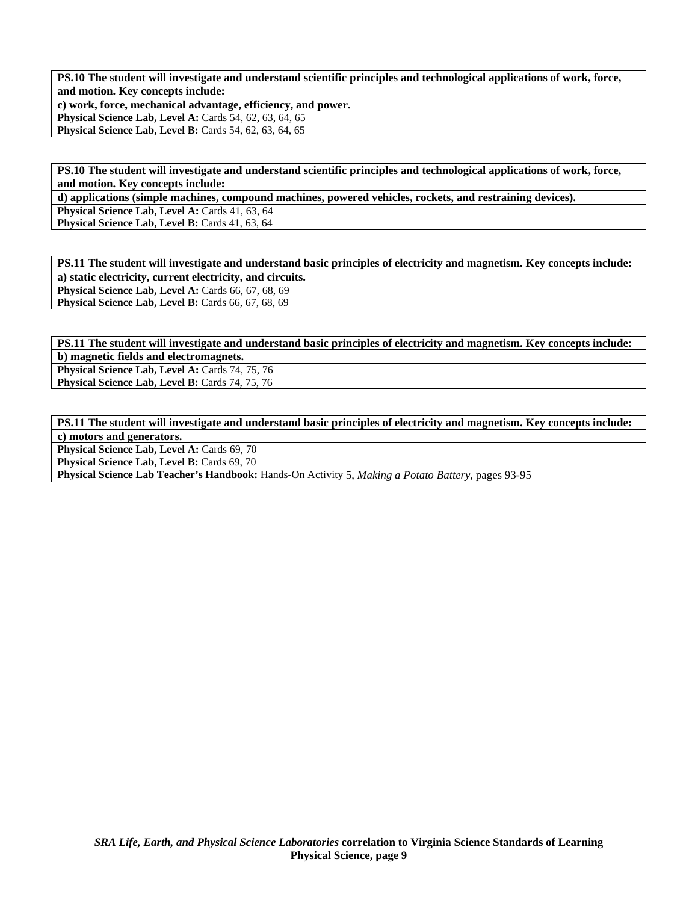| PS.10 The student will investigate and understand scientific principles and technological applications of work, force, and motion. Key concepts include: |
|---|
| **c) work, force, mechanical advantage, efficiency, and power.** |
| **Physical Science Lab, Level A:** Cards 54, 62, 63, 64, 65<br>**Physical Science Lab, Level B:** Cards 54, 62, 63, 64, 65 |

| PS.10 The student will investigate and understand scientific principles and technological applications of work, force, and motion. Key concepts include: |
|---|
| **d) applications (simple machines, compound machines, powered vehicles, rockets, and restraining devices).** |
| **Physical Science Lab, Level A:** Cards 41, 63, 64<br>**Physical Science Lab, Level B:** Cards 41, 63, 64 |

| PS.11 The student will investigate and understand basic principles of electricity and magnetism. Key concepts include: |
|---|
| **a) static electricity, current electricity, and circuits.** |
| **Physical Science Lab, Level A:** Cards 66, 67, 68, 69<br>**Physical Science Lab, Level B:** Cards 66, 67, 68, 69 |

| PS.11 The student will investigate and understand basic principles of electricity and magnetism. Key concepts include: |
|---|
| **b) magnetic fields and electromagnets.** |
| **Physical Science Lab, Level A:** Cards 74, 75, 76<br>**Physical Science Lab, Level B:** Cards 74, 75, 76 |

| PS.11 The student will investigate and understand basic principles of electricity and magnetism. Key concepts include: |
|---|
| **c) motors and generators.** |
| **Physical Science Lab, Level A:** Cards 69, 70<br>**Physical Science Lab, Level B:** Cards 69, 70<br>**Physical Science Lab Teacher's Handbook:** Hands-On Activity 5, *Making a Potato Battery*, pages 93-95 |